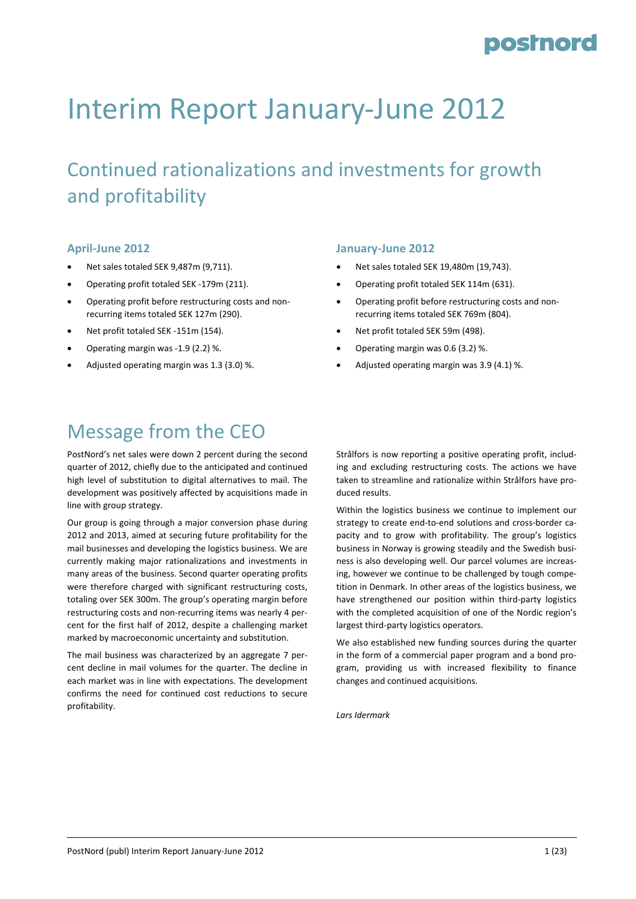# Interim Report January-June 2012

## Continued rationalizations and investments for growth and profitability

### April-June 2012

- Net sales totaled SEK 9,487m (9,711).
- Operating profit totaled SEK -179m (211).
- Operating profit before restructuring costs and non-recurring items totaled SEK 127m (290).
- Net profit totaled SEK -151m (154).
- Operating margin was -1.9 (2.2) %.
- Adjusted operating margin was 1.3 (3.0) %.

### January-June 2012

- Net sales totaled SEK 19,480m (19,743).
- Operating profit totaled SEK 114m (631).
- Operating profit before restructuring costs and non-recurring items totaled SEK 769m (804).
- Net profit totaled SEK 59m (498).
- Operating margin was 0.6 (3.2) %.
- Adjusted operating margin was 3.9 (4.1) %.

# Message from the CEO

PostNord's net sales were down 2 percent during the second quarter of 2012, chiefly due to the anticipated and continued high level of substitution to digital alternatives to mail. The development was positively affected by acquisitions made in line with group strategy.

Our group is going through a major conversion phase during 2012 and 2013, aimed at securing future profitability for the mail businesses and developing the logistics business. We are currently making major rationalizations and investments in many areas of the business. Second quarter operating profits were therefore charged with significant restructuring costs, totaling over SEK 300m. The group's operating margin before restructuring costs and non-recurring items was nearly 4 percent for the first half of 2012, despite a challenging market marked by macroeconomic uncertainty and substitution.

The mail business was characterized by an aggregate 7 percent decline in mail volumes for the quarter. The decline in each market was in line with expectations. The development confirms the need for continued cost reductions to secure profitability.

Strålfors is now reporting a positive operating profit, including and excluding restructuring costs. The actions we have taken to streamline and rationalize within Strålfors have produced results.

Within the logistics business we continue to implement our strategy to create end-to-end solutions and cross-border capacity and to grow with profitability. The group's logistics business in Norway is growing steadily and the Swedish business is also developing well. Our parcel volumes are increasing, however we continue to be challenged by tough competition in Denmark. In other areas of the logistics business, we have strengthened our position within third-party logistics with the completed acquisition of one of the Nordic region's largest third-party logistics operators.

We also established new funding sources during the quarter in the form of a commercial paper program and a bond program, providing us with increased flexibility to finance changes and continued acquisitions.

*Lars Idermark*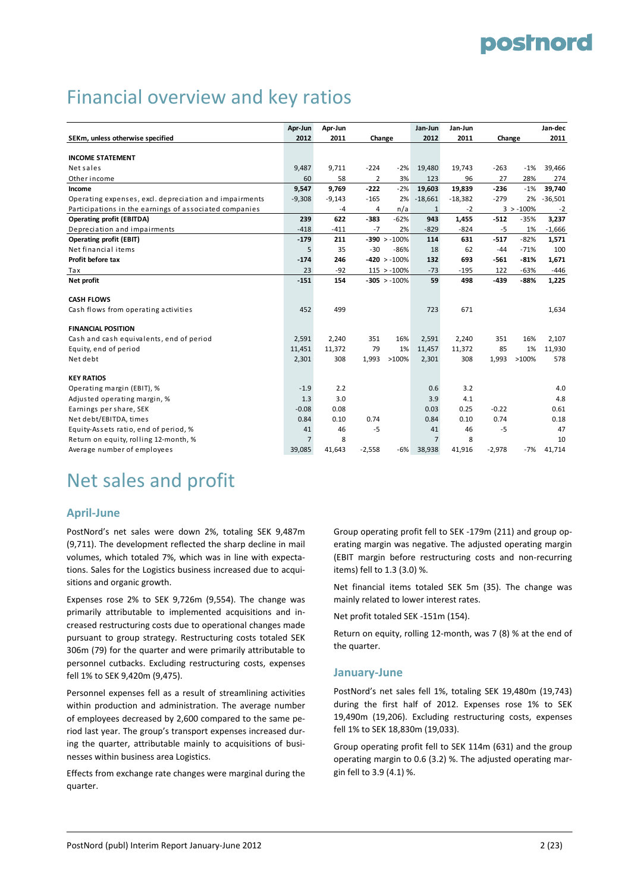# Financial overview and key ratios

| SEKm, unless otherwise specified | Apr-Jun 2012 | Apr-Jun 2011 | Change | | Jan-Jun 2012 | Jan-Jun 2011 | Change | | Jan-dec 2011 |
|---|---|---|---|---|---|---|---|---|---|
| **INCOME STATEMENT** | | | | | | | | | |
| Net sales | 9,487 | 9,711 | -224 | -2% | 19,480 | 19,743 | -263 | -1% | 39,466 |
| Other income | 60 | 58 | 2 | 3% | 123 | 96 | 27 | 28% | 274 |
| **Income** | **9,547** | **9,769** | **-222** | -2% | **19,603** | **19,839** | **-236** | -1% | **39,740** |
| Operating expenses, excl. depreciation and impairments | -9,308 | -9,143 | -165 | 2% | -18,661 | -18,382 | -279 | 2% | -36,501 |
| Participations in the earnings of associated companies | | -4 | 4 | n/a | 1 | -2 | 3 | > -100% | -2 |
| **Operating profit (EBITDA)** | **239** | **622** | **-383** | -62% | **943** | **1,455** | **-512** | -35% | **3,237** |
| Depreciation and impairments | -418 | -411 | -7 | 2% | -829 | -824 | -5 | 1% | -1,666 |
| **Operating profit (EBIT)** | **-179** | **211** | **-390** | > -100% | **114** | **631** | **-517** | -82% | **1,571** |
| Net financial items | 5 | 35 | -30 | -86% | 18 | 62 | -44 | -71% | 100 |
| **Profit before tax** | **-174** | **246** | **-420** | > -100% | **132** | **693** | **-561** | **-81%** | **1,671** |
| Tax | 23 | -92 | 115 | > -100% | -73 | -195 | 122 | -63% | -446 |
| **Net profit** | **-151** | **154** | **-305** | > -100% | **59** | **498** | **-439** | **-88%** | **1,225** |
| **CASH FLOWS** | | | | | | | | | |
| Cash flows from operating activities | 452 | 499 | | | 723 | 671 | | | 1,634 |
| **FINANCIAL POSITION** | | | | | | | | | |
| Cash and cash equivalents, end of period | 2,591 | 2,240 | 351 | 16% | 2,591 | 2,240 | 351 | 16% | 2,107 |
| Equity, end of period | 11,451 | 11,372 | 79 | 1% | 11,457 | 11,372 | 85 | 1% | 11,930 |
| Net debt | 2,301 | 308 | 1,993 | >100% | 2,301 | 308 | 1,993 | >100% | 578 |
| **KEY RATIOS** | | | | | | | | | |
| Operating margin (EBIT), % | -1.9 | 2.2 | | | 0.6 | 3.2 | | | 4.0 |
| Adjusted operating margin, % | 1.3 | 3.0 | | | 3.9 | 4.1 | | | 4.8 |
| Earnings per share, SEK | -0.08 | 0.08 | | | 0.03 | 0.25 | -0.22 | | 0.61 |
| Net debt/EBITDA, times | 0.84 | 0.10 | 0.74 | | 0.84 | 0.10 | 0.74 | | 0.18 |
| Equity-Assets ratio, end of period, % | 41 | 46 | -5 | | 41 | 46 | -5 | | 47 |
| Return on equity, rolling 12-month, % | 7 | 8 | | | 7 | 8 | | | 10 |
| Average number of employees | 39,085 | 41,643 | -2,558 | -6% | 38,938 | 41,916 | -2,978 | -7% | 41,714 |

# Net sales and profit

## April-June

PostNord's net sales were down 2%, totaling SEK 9,487m (9,711). The development reflected the sharp decline in mail volumes, which totaled 7%, which was in line with expectations. Sales for the Logistics business increased due to acquisitions and organic growth.

Expenses rose 2% to SEK 9,726m (9,554). The change was primarily attributable to implemented acquisitions and increased restructuring costs due to operational changes made pursuant to group strategy. Restructuring costs totaled SEK 306m (79) for the quarter and were primarily attributable to personnel cutbacks. Excluding restructuring costs, expenses fell 1% to SEK 9,420m (9,475).

Personnel expenses fell as a result of streamlining activities within production and administration. The average number of employees decreased by 2,600 compared to the same period last year. The group's transport expenses increased during the quarter, attributable mainly to acquisitions of businesses within business area Logistics.

Effects from exchange rate changes were marginal during the quarter.

Group operating profit fell to SEK -179m (211) and group operating margin was negative. The adjusted operating margin (EBIT margin before restructuring costs and non-recurring items) fell to 1.3 (3.0) %.

Net financial items totaled SEK 5m (35). The change was mainly related to lower interest rates.

Net profit totaled SEK -151m (154).

Return on equity, rolling 12-month, was 7 (8) % at the end of the quarter.

## January-June

PostNord's net sales fell 1%, totaling SEK 19,480m (19,743) during the first half of 2012. Expenses rose 1% to SEK 19,490m (19,206). Excluding restructuring costs, expenses fell 1% to SEK 18,830m (19,033).

Group operating profit fell to SEK 114m (631) and the group operating margin to 0.6 (3.2) %. The adjusted operating margin fell to 3.9 (4.1) %.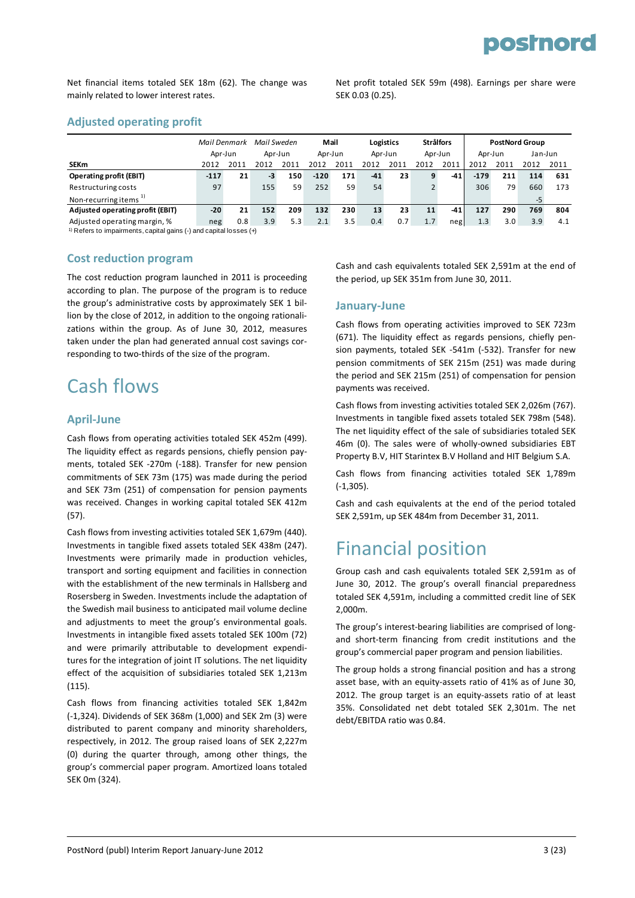Net financial items totaled SEK 18m (62). The change was mainly related to lower interest rates.

Net profit totaled SEK 59m (498). Earnings per share were SEK 0.03 (0.25).

## Adjusted operating profit

| | *Mail Denmark* | | *Mail Sweden* | | **Mail** | | **Logistics** | | **Strålfors** | | **PostNord Group** | | | |
|---|---|---|---|---|---|---|---|---|---|---|---|---|---|---|
| | Apr-Jun | | Apr-Jun | | Apr-Jun | | Apr-Jun | | Apr-Jun | | Apr-Jun | | Jan-Jun | |
| **SEKm** | 2012 | 2011 | 2012 | 2011 | 2012 | 2011 | 2012 | 2011 | 2012 | 2011 | 2012 | 2011 | 2012 | 2011 |
| **Operating profit (EBIT)** | **-117** | **21** | **-3** | **150** | **-120** | **171** | **-41** | **23** | **9** | **-41** | **-179** | **211** | **114** | **631** |
| Restructuring costs | 97 | | 155 | 59 | 252 | 59 | 54 | | 2 | | 306 | 79 | 660 | 173 |
| Non-recurring items [1] | | | | | | | | | | | | | -5 | |
| **Adjusted operating profit (EBIT)** | **-20** | **21** | **152** | **209** | **132** | **230** | **13** | **23** | **11** | **-41** | **127** | **290** | **769** | **804** |
| Adjusted operating margin, % | neg | 0.8 | 3.9 | 5.3 | 2.1 | 3.5 | 0.4 | 0.7 | 1.7 | neg | 1.3 | 3.0 | 3.9 | 4.1 |

[1] Refers to impairments, capital gains (-) and capital losses (+)

## Cost reduction program

The cost reduction program launched in 2011 is proceeding according to plan. The purpose of the program is to reduce the group's administrative costs by approximately SEK 1 billion by the close of 2012, in addition to the ongoing rationalizations within the group. As of June 30, 2012, measures taken under the plan had generated annual cost savings corresponding to two-thirds of the size of the program.

# Cash flows

## April-June

Cash flows from operating activities totaled SEK 452m (499). The liquidity effect as regards pensions, chiefly pension payments, totaled SEK -270m (-188). Transfer for new pension commitments of SEK 73m (175) was made during the period and SEK 73m (251) of compensation for pension payments was received. Changes in working capital totaled SEK 412m (57).

Cash flows from investing activities totaled SEK 1,679m (440). Investments in tangible fixed assets totaled SEK 438m (247). Investments were primarily made in production vehicles, transport and sorting equipment and facilities in connection with the establishment of the new terminals in Hallsberg and Rosersberg in Sweden. Investments include the adaptation of the Swedish mail business to anticipated mail volume decline and adjustments to meet the group's environmental goals. Investments in intangible fixed assets totaled SEK 100m (72) and were primarily attributable to development expenditures for the integration of joint IT solutions. The net liquidity effect of the acquisition of subsidiaries totaled SEK 1,213m (115).

Cash flows from financing activities totaled SEK 1,842m (-1,324). Dividends of SEK 368m (1,000) and SEK 2m (3) were distributed to parent company and minority shareholders, respectively, in 2012. The group raised loans of SEK 2,227m (0) during the quarter through, among other things, the group's commercial paper program. Amortized loans totaled SEK 0m (324).

Cash and cash equivalents totaled SEK 2,591m at the end of the period, up SEK 351m from June 30, 2011.

## January-June

Cash flows from operating activities improved to SEK 723m (671). The liquidity effect as regards pensions, chiefly pension payments, totaled SEK -541m (-532). Transfer for new pension commitments of SEK 215m (251) was made during the period and SEK 215m (251) of compensation for pension payments was received.

Cash flows from investing activities totaled SEK 2,026m (767). Investments in tangible fixed assets totaled SEK 798m (548). The net liquidity effect of the sale of subsidiaries totaled SEK 46m (0). The sales were of wholly-owned subsidiaries EBT Property B.V, HIT Starintex B.V Holland and HIT Belgium S.A.

Cash flows from financing activities totaled SEK 1,789m (-1,305).

Cash and cash equivalents at the end of the period totaled SEK 2,591m, up SEK 484m from December 31, 2011.

# Financial position

Group cash and cash equivalents totaled SEK 2,591m as of June 30, 2012. The group's overall financial preparedness totaled SEK 4,591m, including a committed credit line of SEK 2,000m.

The group's interest-bearing liabilities are comprised of long- and short-term financing from credit institutions and the group's commercial paper program and pension liabilities.

The group holds a strong financial position and has a strong asset base, with an equity-assets ratio of 41% as of June 30, 2012. The group target is an equity-assets ratio of at least 35%. Consolidated net debt totaled SEK 2,301m. The net debt/EBITDA ratio was 0.84.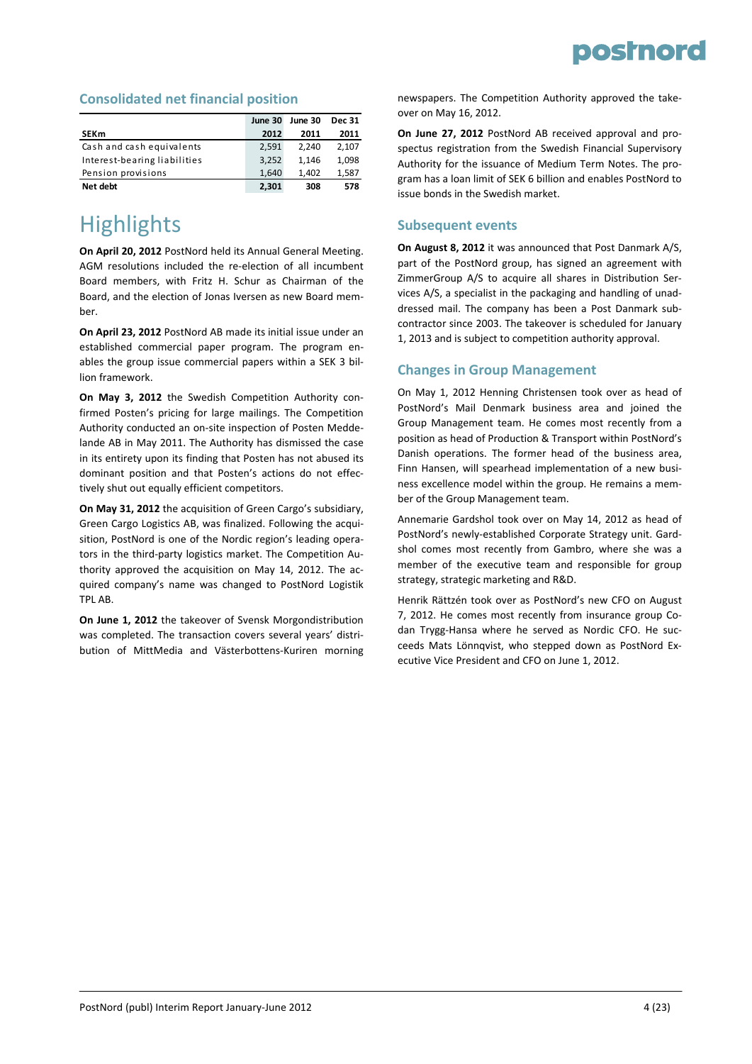## Consolidated net financial position

| SEKm | June 30 2012 | June 30 2011 | Dec 31 2011 |
|---|---|---|---|
| Cash and cash equivalents | 2,591 | 2,240 | 2,107 |
| Interest-bearing liabilities | 3,252 | 1,146 | 1,098 |
| Pension provisions | 1,640 | 1,402 | 1,587 |
| **Net debt** | **2,301** | **308** | **578** |

# Highlights

**On April 20, 2012** PostNord held its Annual General Meeting. AGM resolutions included the re-election of all incumbent Board members, with Fritz H. Schur as Chairman of the Board, and the election of Jonas Iversen as new Board member.

**On April 23, 2012** PostNord AB made its initial issue under an established commercial paper program. The program enables the group issue commercial papers within a SEK 3 billion framework.

**On May 3, 2012** the Swedish Competition Authority confirmed Posten's pricing for large mailings. The Competition Authority conducted an on-site inspection of Posten Meddelande AB in May 2011. The Authority has dismissed the case in its entirety upon its finding that Posten has not abused its dominant position and that Posten's actions do not effectively shut out equally efficient competitors.

**On May 31, 2012** the acquisition of Green Cargo's subsidiary, Green Cargo Logistics AB, was finalized. Following the acquisition, PostNord is one of the Nordic region's leading operators in the third-party logistics market. The Competition Authority approved the acquisition on May 14, 2012. The acquired company's name was changed to PostNord Logistik TPL AB.

**On June 1, 2012** the takeover of Svensk Morgondistribution was completed. The transaction covers several years' distribution of MittMedia and Västerbottens-Kuriren morning newspapers. The Competition Authority approved the takeover on May 16, 2012.

**On June 27, 2012** PostNord AB received approval and prospectus registration from the Swedish Financial Supervisory Authority for the issuance of Medium Term Notes. The program has a loan limit of SEK 6 billion and enables PostNord to issue bonds in the Swedish market.

## Subsequent events

**On August 8, 2012** it was announced that Post Danmark A/S, part of the PostNord group, has signed an agreement with ZimmerGroup A/S to acquire all shares in Distribution Services A/S, a specialist in the packaging and handling of unaddressed mail. The company has been a Post Danmark subcontractor since 2003. The takeover is scheduled for January 1, 2013 and is subject to competition authority approval.

## Changes in Group Management

On May 1, 2012 Henning Christensen took over as head of PostNord's Mail Denmark business area and joined the Group Management team. He comes most recently from a position as head of Production & Transport within PostNord's Danish operations. The former head of the business area, Finn Hansen, will spearhead implementation of a new business excellence model within the group. He remains a member of the Group Management team.

Annemarie Gardshol took over on May 14, 2012 as head of PostNord's newly-established Corporate Strategy unit. Gardshol comes most recently from Gambro, where she was a member of the executive team and responsible for group strategy, strategic marketing and R&D.

Henrik Rättzén took over as PostNord's new CFO on August 7, 2012. He comes most recently from insurance group Codan Trygg-Hansa where he served as Nordic CFO. He succeeds Mats Lönnqvist, who stepped down as PostNord Executive Vice President and CFO on June 1, 2012.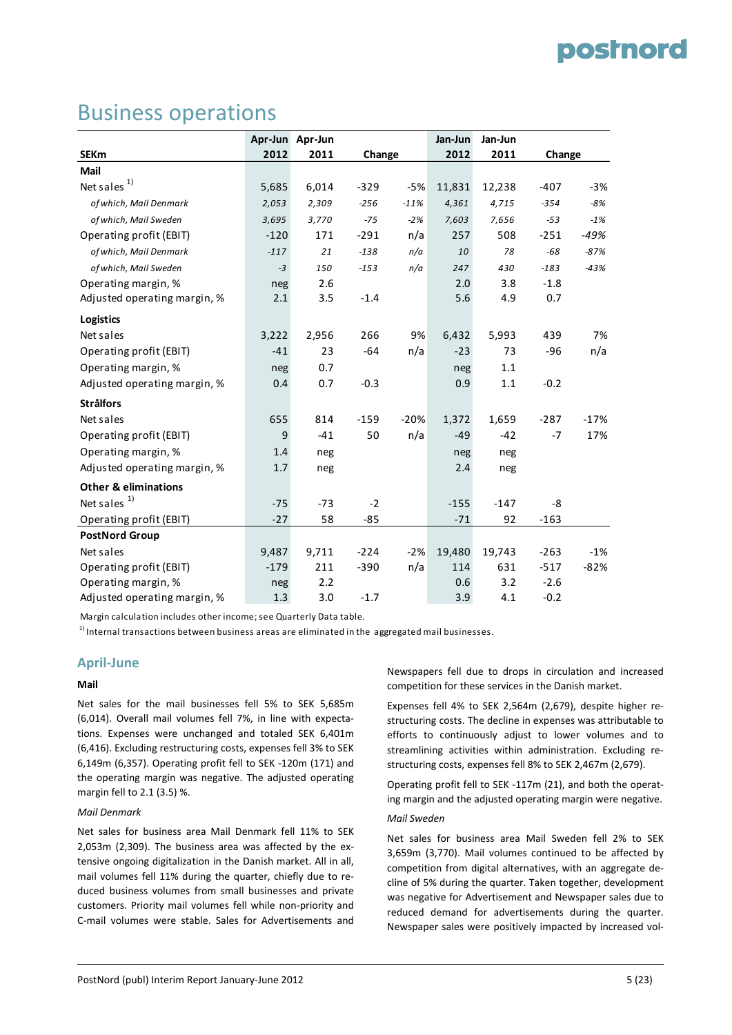# Business operations

| SEKm | Apr-Jun 2012 | Apr-Jun 2011 | Change | | Jan-Jun 2012 | Jan-Jun 2011 | Change | |
|---|---|---|---|---|---|---|---|---|
| **Mail** | | | | | | | | |
| Net sales [1] | 5,685 | 6,014 | -329 | -5% | 11,831 | 12,238 | -407 | -3% |
| *of which, Mail Denmark* | *2,053* | *2,309* | *-256* | *-11%* | *4,361* | *4,715* | *-354* | *-8%* |
| *of which, Mail Sweden* | *3,695* | *3,770* | *-75* | *-2%* | *7,603* | *7,656* | *-53* | *-1%* |
| Operating profit (EBIT) | -120 | 171 | -291 | n/a | 257 | 508 | -251 | -49% |
| *of which, Mail Denmark* | *-117* | *21* | *-138* | *n/a* | *10* | *78* | *-68* | *-87%* |
| *of which, Mail Sweden* | *-3* | *150* | *-153* | *n/a* | *247* | *430* | *-183* | *-43%* |
| Operating margin, % | neg | 2.6 | | | 2.0 | 3.8 | -1.8 | |
| Adjusted operating margin, % | 2.1 | 3.5 | -1.4 | | 5.6 | 4.9 | 0.7 | |
| **Logistics** | | | | | | | | |
| Net sales | 3,222 | 2,956 | 266 | 9% | 6,432 | 5,993 | 439 | 7% |
| Operating profit (EBIT) | -41 | 23 | -64 | n/a | -23 | 73 | -96 | n/a |
| Operating margin, % | neg | 0.7 | | | neg | 1.1 | | |
| Adjusted operating margin, % | 0.4 | 0.7 | -0.3 | | 0.9 | 1.1 | -0.2 | |
| **Strålfors** | | | | | | | | |
| Net sales | 655 | 814 | -159 | -20% | 1,372 | 1,659 | -287 | -17% |
| Operating profit (EBIT) | 9 | -41 | 50 | n/a | -49 | -42 | -7 | 17% |
| Operating margin, % | 1.4 | neg | | | neg | neg | | |
| Adjusted operating margin, % | 1.7 | neg | | | 2.4 | neg | | |
| **Other & eliminations** | | | | | | | | |
| Net sales [1] | -75 | -73 | -2 | | -155 | -147 | -8 | |
| Operating profit (EBIT) | -27 | 58 | -85 | | -71 | 92 | -163 | |
| **PostNord Group** | | | | | | | | |
| Net sales | 9,487 | 9,711 | -224 | -2% | 19,480 | 19,743 | -263 | -1% |
| Operating profit (EBIT) | -179 | 211 | -390 | n/a | 114 | 631 | -517 | -82% |
| Operating margin, % | neg | 2.2 | | | 0.6 | 3.2 | -2.6 | |
| Adjusted operating margin, % | 1.3 | 3.0 | -1.7 | | 3.9 | 4.1 | -0.2 | |

Margin calculation includes other income; see Quarterly Data table.

[1] Internal transactions between business areas are eliminated in the aggregated mail businesses.

## April-June

### Mail

Net sales for the mail businesses fell 5% to SEK 5,685m (6,014). Overall mail volumes fell 7%, in line with expectations. Expenses were unchanged and totaled SEK 6,401m (6,416). Excluding restructuring costs, expenses fell 3% to SEK 6,149m (6,357). Operating profit fell to SEK -120m (171) and the operating margin was negative. The adjusted operating margin fell to 2.1 (3.5) %.

*Mail Denmark*

Net sales for business area Mail Denmark fell 11% to SEK 2,053m (2,309). The business area was affected by the extensive ongoing digitalization in the Danish market. All in all, mail volumes fell 11% during the quarter, chiefly due to reduced business volumes from small businesses and private customers. Priority mail volumes fell while non-priority and C-mail volumes were stable. Sales for Advertisements and Newspapers fell due to drops in circulation and increased competition for these services in the Danish market.

Expenses fell 4% to SEK 2,564m (2,679), despite higher restructuring costs. The decline in expenses was attributable to efforts to continuously adjust to lower volumes and to streamlining activities within administration. Excluding restructuring costs, expenses fell 8% to SEK 2,467m (2,679).

Operating profit fell to SEK -117m (21), and both the operating margin and the adjusted operating margin were negative.

*Mail Sweden*

Net sales for business area Mail Sweden fell 2% to SEK 3,659m (3,770). Mail volumes continued to be affected by competition from digital alternatives, with an aggregate decline of 5% during the quarter. Taken together, development was negative for Advertisement and Newspaper sales due to reduced demand for advertisements during the quarter. Newspaper sales were positively impacted by increased vol-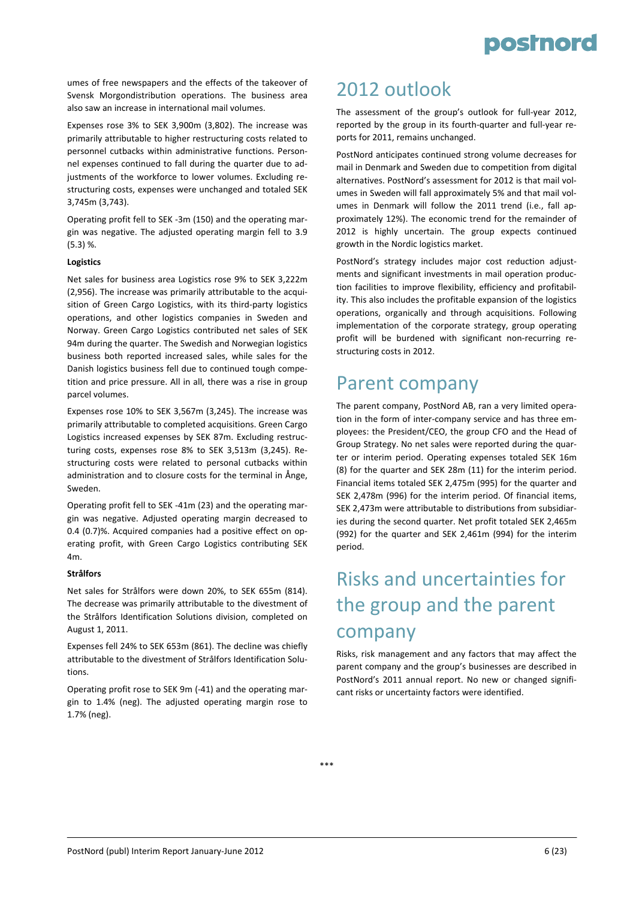umes of free newspapers and the effects of the takeover of Svensk Morgondistribution operations. The business area also saw an increase in international mail volumes.

Expenses rose 3% to SEK 3,900m (3,802). The increase was primarily attributable to higher restructuring costs related to personnel cutbacks within administrative functions. Personnel expenses continued to fall during the quarter due to adjustments of the workforce to lower volumes. Excluding restructuring costs, expenses were unchanged and totaled SEK 3,745m (3,743).

Operating profit fell to SEK -3m (150) and the operating margin was negative. The adjusted operating margin fell to 3.9 (5.3) %.

**Logistics**

Net sales for business area Logistics rose 9% to SEK 3,222m (2,956). The increase was primarily attributable to the acquisition of Green Cargo Logistics, with its third-party logistics operations, and other logistics companies in Sweden and Norway. Green Cargo Logistics contributed net sales of SEK 94m during the quarter. The Swedish and Norwegian logistics business both reported increased sales, while sales for the Danish logistics business fell due to continued tough competition and price pressure. All in all, there was a rise in group parcel volumes.

Expenses rose 10% to SEK 3,567m (3,245). The increase was primarily attributable to completed acquisitions. Green Cargo Logistics increased expenses by SEK 87m. Excluding restructuring costs, expenses rose 8% to SEK 3,513m (3,245). Restructuring costs were related to personal cutbacks within administration and to closure costs for the terminal in Ånge, Sweden.

Operating profit fell to SEK -41m (23) and the operating margin was negative. Adjusted operating margin decreased to 0.4 (0.7)%. Acquired companies had a positive effect on operating profit, with Green Cargo Logistics contributing SEK 4m.

**Strålfors**

Net sales for Strålfors were down 20%, to SEK 655m (814). The decrease was primarily attributable to the divestment of the Strålfors Identification Solutions division, completed on August 1, 2011.

Expenses fell 24% to SEK 653m (861). The decline was chiefly attributable to the divestment of Strålfors Identification Solutions.

Operating profit rose to SEK 9m (-41) and the operating margin to 1.4% (neg). The adjusted operating margin rose to 1.7% (neg).

# 2012 outlook

The assessment of the group's outlook for full-year 2012, reported by the group in its fourth-quarter and full-year reports for 2011, remains unchanged.

PostNord anticipates continued strong volume decreases for mail in Denmark and Sweden due to competition from digital alternatives. PostNord's assessment for 2012 is that mail volumes in Sweden will fall approximately 5% and that mail volumes in Denmark will follow the 2011 trend (i.e., fall approximately 12%). The economic trend for the remainder of 2012 is highly uncertain. The group expects continued growth in the Nordic logistics market.

PostNord's strategy includes major cost reduction adjustments and significant investments in mail operation production facilities to improve flexibility, efficiency and profitability. This also includes the profitable expansion of the logistics operations, organically and through acquisitions. Following implementation of the corporate strategy, group operating profit will be burdened with significant non-recurring restructuring costs in 2012.

# Parent company

The parent company, PostNord AB, ran a very limited operation in the form of inter-company service and has three employees: the President/CEO, the group CFO and the Head of Group Strategy. No net sales were reported during the quarter or interim period. Operating expenses totaled SEK 16m (8) for the quarter and SEK 28m (11) for the interim period. Financial items totaled SEK 2,475m (995) for the quarter and SEK 2,478m (996) for the interim period. Of financial items, SEK 2,473m were attributable to distributions from subsidiaries during the second quarter. Net profit totaled SEK 2,465m (992) for the quarter and SEK 2,461m (994) for the interim period.

# Risks and uncertainties for the group and the parent company

Risks, risk management and any factors that may affect the parent company and the group's businesses are described in PostNord's 2011 annual report. No new or changed significant risks or uncertainty factors were identified.

***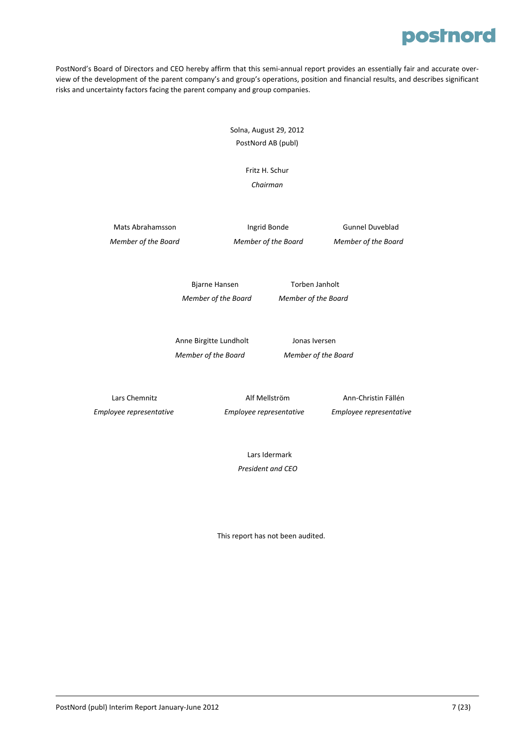PostNord's Board of Directors and CEO hereby affirm that this semi-annual report provides an essentially fair and accurate overview of the development of the parent company's and group's operations, position and financial results, and describes significant risks and uncertainty factors facing the parent company and group companies.

Solna, August 29, 2012
PostNord AB (publ)

Fritz H. Schur
*Chairman*

Mats Abrahamsson
*Member of the Board*

Ingrid Bonde
*Member of the Board*

Gunnel Duveblad
*Member of the Board*

Bjarne Hansen
*Member of the Board*

Torben Janholt
*Member of the Board*

Anne Birgitte Lundholt
*Member of the Board*

Jonas Iversen
*Member of the Board*

Lars Chemnitz
*Employee representative*

Alf Mellström
*Employee representative*

Ann-Christin Fällén
*Employee representative*

Lars Idermark
*President and CEO*

This report has not been audited.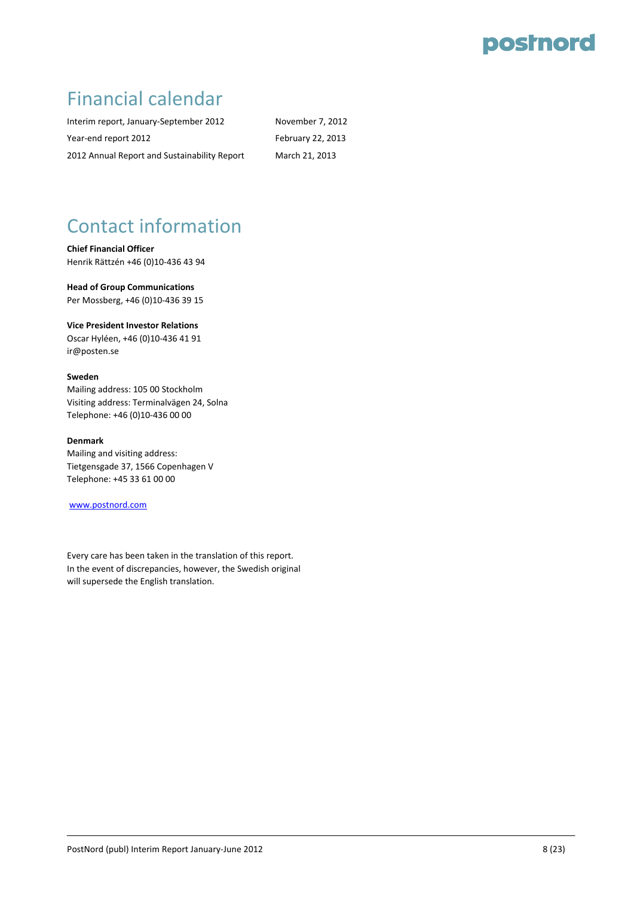## Financial calendar

| | |
|---|---|
| Interim report, January-September 2012 | November 7, 2012 |
| Year-end report 2012 | February 22, 2013 |
| 2012 Annual Report and Sustainability Report | March 21, 2013 |

## Contact information

**Chief Financial Officer**
Henrik Rättzén +46 (0)10-436 43 94

**Head of Group Communications**
Per Mossberg, +46 (0)10-436 39 15

**Vice President Investor Relations**
Oscar Hyléen, +46 (0)10-436 41 91
ir@posten.se

**Sweden**
Mailing address: 105 00 Stockholm
Visiting address: Terminalvägen 24, Solna
Telephone: +46 (0)10-436 00 00

**Denmark**
Mailing and visiting address:
Tietgensgade 37, 1566 Copenhagen V
Telephone: +45 33 61 00 00

www.postnord.com

Every care has been taken in the translation of this report.
In the event of discrepancies, however, the Swedish original will supersede the English translation.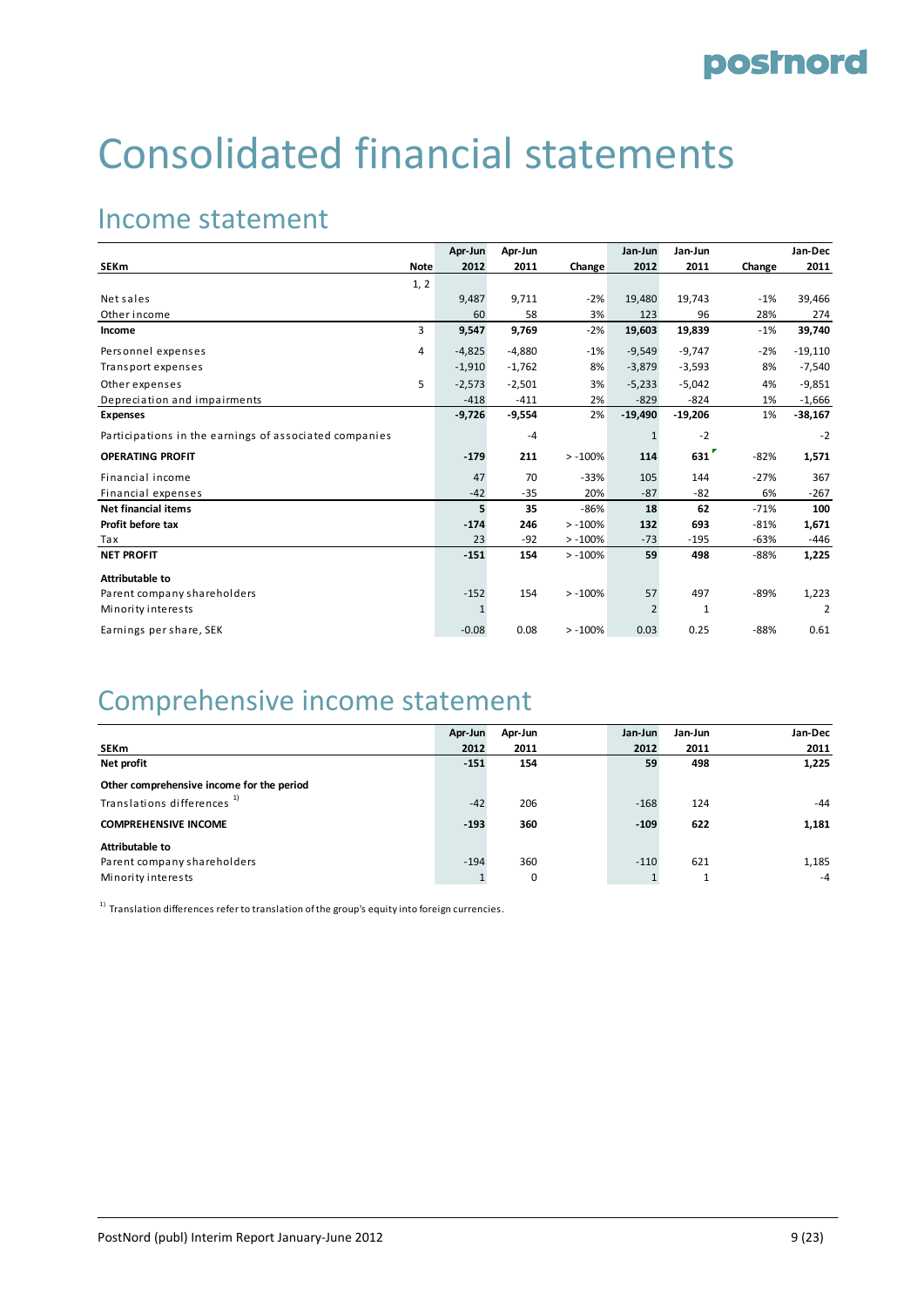# Consolidated financial statements

## Income statement

| SEKm | Note | Apr-Jun 2012 | Apr-Jun 2011 | Change | Jan-Jun 2012 | Jan-Jun 2011 | Change | Jan-Dec 2011 |
|---|---|---|---|---|---|---|---|---|
| | 1, 2 | | | | | | | |
| Net sales | | 9,487 | 9,711 | -2% | 19,480 | 19,743 | -1% | 39,466 |
| Other income | | 60 | 58 | 3% | 123 | 96 | 28% | 274 |
| **Income** | 3 | **9,547** | **9,769** | -2% | **19,603** | **19,839** | -1% | **39,740** |
| Personnel expenses | 4 | -4,825 | -4,880 | -1% | -9,549 | -9,747 | -2% | -19,110 |
| Transport expenses | | -1,910 | -1,762 | 8% | -3,879 | -3,593 | 8% | -7,540 |
| Other expenses | 5 | -2,573 | -2,501 | 3% | -5,233 | -5,042 | 4% | -9,851 |
| Depreciation and impairments | | -418 | -411 | 2% | -829 | -824 | 1% | -1,666 |
| **Expenses** | | **-9,726** | **-9,554** | 2% | **-19,490** | **-19,206** | 1% | **-38,167** |
| Participations in the earnings of associated companies | | | -4 | | 1 | -2 | | -2 |
| **OPERATING PROFIT** | | **-179** | **211** | > -100% | **114** | **631** | -82% | **1,571** |
| Financial income | | 47 | 70 | -33% | 105 | 144 | -27% | 367 |
| Financial expenses | | -42 | -35 | 20% | -87 | -82 | 6% | -267 |
| **Net financial items** | | **5** | **35** | -86% | **18** | **62** | -71% | **100** |
| **Profit before tax** | | **-174** | **246** | > -100% | **132** | **693** | -81% | **1,671** |
| Tax | | 23 | -92 | > -100% | -73 | -195 | -63% | -446 |
| **NET PROFIT** | | **-151** | **154** | > -100% | **59** | **498** | -88% | **1,225** |
| **Attributable to** | | | | | | | | |
| Parent company shareholders | | -152 | 154 | > -100% | 57 | 497 | -89% | 1,223 |
| Minority interests | | 1 | | | 2 | 1 | | 2 |
| Earnings per share, SEK | | -0.08 | 0.08 | > -100% | 0.03 | 0.25 | -88% | 0.61 |

## Comprehensive income statement

| SEKm | Apr-Jun 2012 | Apr-Jun 2011 | Jan-Jun 2012 | Jan-Jun 2011 | Jan-Dec 2011 |
|---|---|---|---|---|---|
| **Net profit** | **-151** | **154** | **59** | **498** | **1,225** |
| **Other comprehensive income for the period** | | | | | |
| Translations differences [1] | -42 | 206 | -168 | 124 | -44 |
| **COMPREHENSIVE INCOME** | **-193** | **360** | **-109** | **622** | **1,181** |
| **Attributable to** | | | | | |
| Parent company shareholders | -194 | 360 | -110 | 621 | 1,185 |
| Minority interests | 1 | 0 | 1 | 1 | -4 |

[1] Translation differences refer to translation of the group's equity into foreign currencies.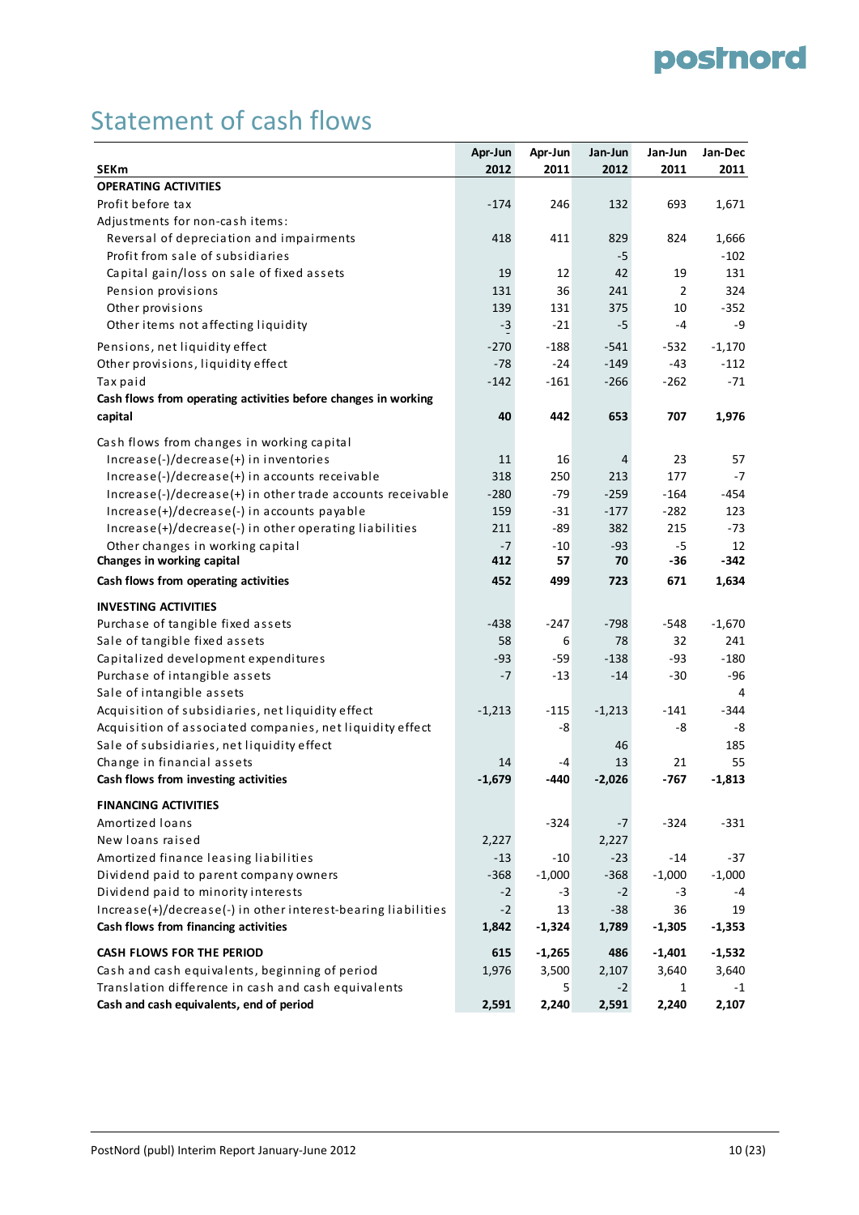# Statement of cash flows

| SEKm | Apr-Jun 2012 | Apr-Jun 2011 | Jan-Jun 2012 | Jan-Jun 2011 | Jan-Dec 2011 |
|---|---|---|---|---|---|
| **OPERATING ACTIVITIES** | | | | | |
| Profit before tax | -174 | 246 | 132 | 693 | 1,671 |
| Adjustments for non-cash items: | | | | | |
| Reversal of depreciation and impairments | 418 | 411 | 829 | 824 | 1,666 |
| Profit from sale of subsidiaries | | | -5 | | -102 |
| Capital gain/loss on sale of fixed assets | 19 | 12 | 42 | 19 | 131 |
| Pension provisions | 131 | 36 | 241 | 2 | 324 |
| Other provisions | 139 | 131 | 375 | 10 | -352 |
| Other items not affecting liquidity | -3 | -21 | -5 | -4 | -9 |
| Pensions, net liquidity effect | -270 | -188 | -541 | -532 | -1,170 |
| Other provisions, liquidity effect | -78 | -24 | -149 | -43 | -112 |
| Tax paid | -142 | -161 | -266 | -262 | -71 |
| **Cash flows from operating activities before changes in working capital** | **40** | **442** | **653** | **707** | **1,976** |
| Cash flows from changes in working capital | | | | | |
| Increase(-)/decrease(+) in inventories | 11 | 16 | 4 | 23 | 57 |
| Increase(-)/decrease(+) in accounts receivable | 318 | 250 | 213 | 177 | -7 |
| Increase(-)/decrease(+) in other trade accounts receivable | -280 | -79 | -259 | -164 | -454 |
| Increase(+)/decrease(-) in accounts payable | 159 | -31 | -177 | -282 | 123 |
| Increase(+)/decrease(-) in other operating liabilities | 211 | -89 | 382 | 215 | -73 |
| Other changes in working capital | -7 | -10 | -93 | -5 | 12 |
| **Changes in working capital** | **412** | **57** | **70** | **-36** | **-342** |
| **Cash flows from operating activities** | **452** | **499** | **723** | **671** | **1,634** |
| **INVESTING ACTIVITIES** | | | | | |
| Purchase of tangible fixed assets | -438 | -247 | -798 | -548 | -1,670 |
| Sale of tangible fixed assets | 58 | 6 | 78 | 32 | 241 |
| Capitalized development expenditures | -93 | -59 | -138 | -93 | -180 |
| Purchase of intangible assets | -7 | -13 | -14 | -30 | -96 |
| Sale of intangible assets | | | | | 4 |
| Acquisition of subsidiaries, net liquidity effect | -1,213 | -115 | -1,213 | -141 | -344 |
| Acquisition of associated companies, net liquidity effect | | -8 | | -8 | -8 |
| Sale of subsidiaries, net liquidity effect | | | 46 | | 185 |
| Change in financial assets | 14 | -4 | 13 | 21 | 55 |
| **Cash flows from investing activities** | **-1,679** | **-440** | **-2,026** | **-767** | **-1,813** |
| **FINANCING ACTIVITIES** | | | | | |
| Amortized loans | | -324 | -7 | -324 | -331 |
| New loans raised | 2,227 | | 2,227 | | |
| Amortized finance leasing liabilities | -13 | -10 | -23 | -14 | -37 |
| Dividend paid to parent company owners | -368 | -1,000 | -368 | -1,000 | -1,000 |
| Dividend paid to minority interests | -2 | -3 | -2 | -3 | -4 |
| Increase(+)/decrease(-) in other interest-bearing liabilities | -2 | 13 | -38 | 36 | 19 |
| **Cash flows from financing activities** | **1,842** | **-1,324** | **1,789** | **-1,305** | **-1,353** |
| **CASH FLOWS FOR THE PERIOD** | **615** | **-1,265** | **486** | **-1,401** | **-1,532** |
| Cash and cash equivalents, beginning of period | 1,976 | 3,500 | 2,107 | 3,640 | 3,640 |
| Translation difference in cash and cash equivalents | | 5 | -2 | 1 | -1 |
| **Cash and cash equivalents, end of period** | **2,591** | **2,240** | **2,591** | **2,240** | **2,107** |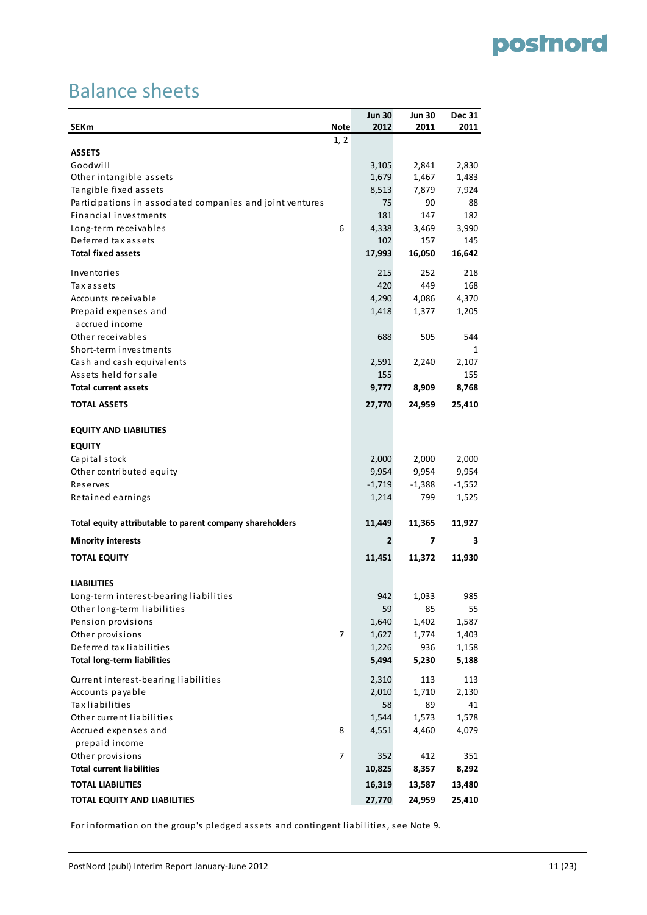# Balance sheets

| SEKm | Note | Jun 30 2012 | Jun 30 2011 | Dec 31 2011 |
|---|---|---|---|---|
| | 1, 2 | | | |
| **ASSETS** | | | | |
| Goodwill | | 3,105 | 2,841 | 2,830 |
| Other intangible assets | | 1,679 | 1,467 | 1,483 |
| Tangible fixed assets | | 8,513 | 7,879 | 7,924 |
| Participations in associated companies and joint ventures | | 75 | 90 | 88 |
| Financial investments | | 181 | 147 | 182 |
| Long-term receivables | 6 | 4,338 | 3,469 | 3,990 |
| Deferred tax assets | | 102 | 157 | 145 |
| **Total fixed assets** | | **17,993** | **16,050** | **16,642** |
| Inventories | | 215 | 252 | 218 |
| Tax assets | | 420 | 449 | 168 |
| Accounts receivable | | 4,290 | 4,086 | 4,370 |
| Prepaid expenses and accrued income | | 1,418 | 1,377 | 1,205 |
| Other receivables | | 688 | 505 | 544 |
| Short-term investments | | | | 1 |
| Cash and cash equivalents | | 2,591 | 2,240 | 2,107 |
| Assets held for sale | | 155 | | 155 |
| **Total current assets** | | **9,777** | **8,909** | **8,768** |
| **TOTAL ASSETS** | | **27,770** | **24,959** | **25,410** |
| **EQUITY AND LIABILITIES** | | | | |
| **EQUITY** | | | | |
| Capital stock | | 2,000 | 2,000 | 2,000 |
| Other contributed equity | | 9,954 | 9,954 | 9,954 |
| Reserves | | -1,719 | -1,388 | -1,552 |
| Retained earnings | | 1,214 | 799 | 1,525 |
| **Total equity attributable to parent company shareholders** | | **11,449** | **11,365** | **11,927** |
| **Minority interests** | | **2** | **7** | **3** |
| **TOTAL EQUITY** | | **11,451** | **11,372** | **11,930** |
| **LIABILITIES** | | | | |
| Long-term interest-bearing liabilities | | 942 | 1,033 | 985 |
| Other long-term liabilities | | 59 | 85 | 55 |
| Pension provisions | | 1,640 | 1,402 | 1,587 |
| Other provisions | 7 | 1,627 | 1,774 | 1,403 |
| Deferred tax liabilities | | 1,226 | 936 | 1,158 |
| **Total long-term liabilities** | | **5,494** | **5,230** | **5,188** |
| Current interest-bearing liabilities | | 2,310 | 113 | 113 |
| Accounts payable | | 2,010 | 1,710 | 2,130 |
| Tax liabilities | | 58 | 89 | 41 |
| Other current liabilities | | 1,544 | 1,573 | 1,578 |
| Accrued expenses and prepaid income | 8 | 4,551 | 4,460 | 4,079 |
| Other provisions | 7 | 352 | 412 | 351 |
| **Total current liabilities** | | **10,825** | **8,357** | **8,292** |
| **TOTAL LIABILITIES** | | **16,319** | **13,587** | **13,480** |
| **TOTAL EQUITY AND LIABILITIES** | | **27,770** | **24,959** | **25,410** |

For information on the group's pledged assets and contingent liabilities, see Note 9.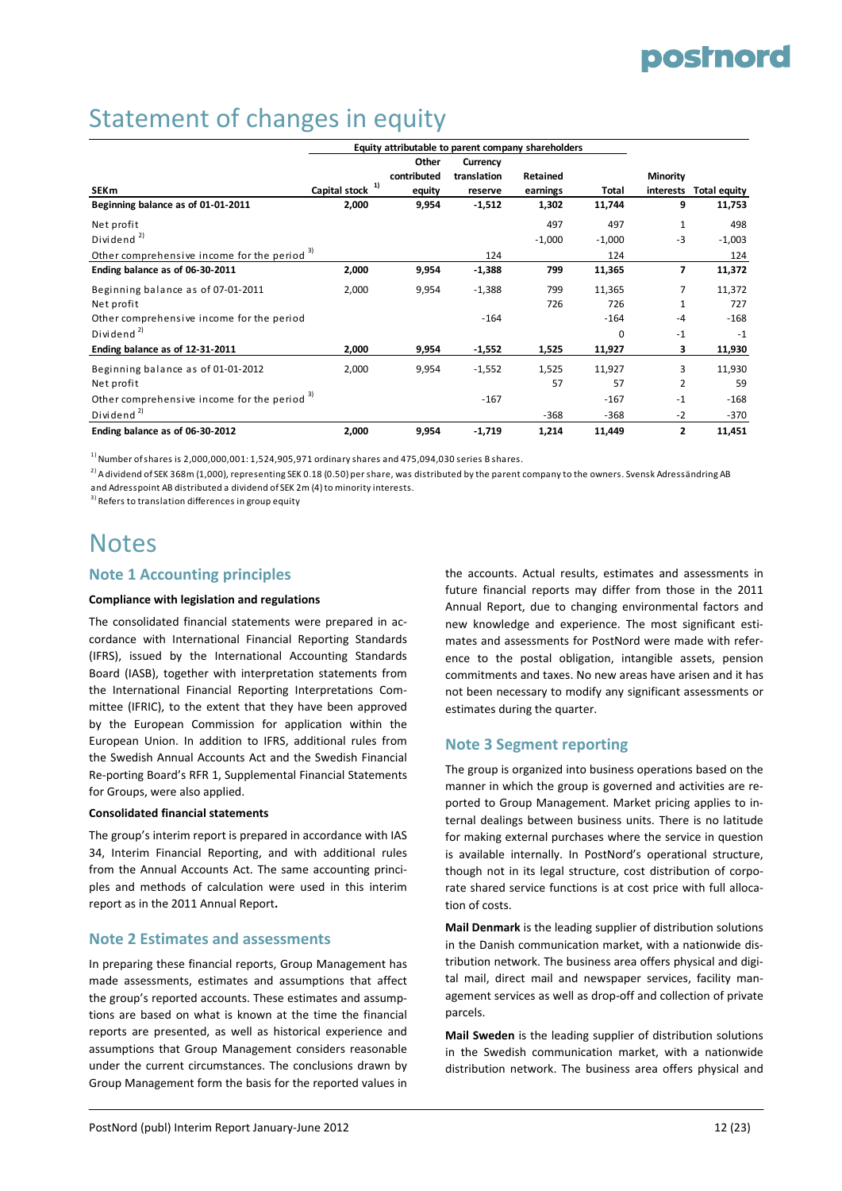# Statement of changes in equity

| SEKm | Capital stock [1] | Other contributed equity | Currency translation reserve | Retained earnings | Total | Minority interests | Total equity |
|---|---|---|---|---|---|---|---|
| | Equity attributable to parent company shareholders | | | | | | |
| **Beginning balance as of 01-01-2011** | **2,000** | **9,954** | **-1,512** | **1,302** | **11,744** | **9** | **11,753** |
| Net profit | | | | 497 | 497 | 1 | 498 |
| Dividend [2] | | | | -1,000 | -1,000 | -3 | -1,003 |
| Other comprehensive income for the period [3] | | | 124 | | 124 | | 124 |
| **Ending balance as of 06-30-2011** | **2,000** | **9,954** | **-1,388** | **799** | **11,365** | **7** | **11,372** |
| Beginning balance as of 07-01-2011 | 2,000 | 9,954 | -1,388 | 799 | 11,365 | 7 | 11,372 |
| Net profit | | | | 726 | 726 | 1 | 727 |
| Other comprehensive income for the period | | | -164 | | -164 | -4 | -168 |
| Dividend [2] | | | | | 0 | -1 | -1 |
| **Ending balance as of 12-31-2011** | **2,000** | **9,954** | **-1,552** | **1,525** | **11,927** | **3** | **11,930** |
| Beginning balance as of 01-01-2012 | 2,000 | 9,954 | -1,552 | 1,525 | 11,927 | 3 | 11,930 |
| Net profit | | | | 57 | 57 | 2 | 59 |
| Other comprehensive income for the period [3] | | | -167 | | -167 | -1 | -168 |
| Dividend [2] | | | | -368 | -368 | -2 | -370 |
| **Ending balance as of 06-30-2012** | **2,000** | **9,954** | **-1,719** | **1,214** | **11,449** | **2** | **11,451** |

[1] Number of shares is 2,000,000,001: 1,524,905,971 ordinary shares and 475,094,030 series B shares.

[2] A dividend of SEK 368m (1,000), representing SEK 0.18 (0.50) per share, was distributed by the parent company to the owners. Svensk Adressändring AB and Adresspoint AB distributed a dividend of SEK 2m (4) to minority interests.

[3] Refers to translation differences in group equity

# Notes

## Note 1 Accounting principles

**Compliance with legislation and regulations**

The consolidated financial statements were prepared in accordance with International Financial Reporting Standards (IFRS), issued by the International Accounting Standards Board (IASB), together with interpretation statements from the International Financial Reporting Interpretations Committee (IFRIC), to the extent that they have been approved by the European Commission for application within the European Union. In addition to IFRS, additional rules from the Swedish Annual Accounts Act and the Swedish Financial Re-porting Board's RFR 1, Supplemental Financial Statements for Groups, were also applied.

**Consolidated financial statements**

The group's interim report is prepared in accordance with IAS 34, Interim Financial Reporting, and with additional rules from the Annual Accounts Act. The same accounting principles and methods of calculation were used in this interim report as in the 2011 Annual Report**.**

## Note 2 Estimates and assessments

In preparing these financial reports, Group Management has made assessments, estimates and assumptions that affect the group's reported accounts. These estimates and assumptions are based on what is known at the time the financial reports are presented, as well as historical experience and assumptions that Group Management considers reasonable under the current circumstances. The conclusions drawn by Group Management form the basis for the reported values in the accounts. Actual results, estimates and assessments in future financial reports may differ from those in the 2011 Annual Report, due to changing environmental factors and new knowledge and experience. The most significant estimates and assessments for PostNord were made with reference to the postal obligation, intangible assets, pension commitments and taxes. No new areas have arisen and it has not been necessary to modify any significant assessments or estimates during the quarter.

## Note 3 Segment reporting

The group is organized into business operations based on the manner in which the group is governed and activities are reported to Group Management. Market pricing applies to internal dealings between business units. There is no latitude for making external purchases where the service in question is available internally. In PostNord's operational structure, though not in its legal structure, cost distribution of corporate shared service functions is at cost price with full allocation of costs.

**Mail Denmark** is the leading supplier of distribution solutions in the Danish communication market, with a nationwide distribution network. The business area offers physical and digital mail, direct mail and newspaper services, facility management services as well as drop-off and collection of private parcels.

**Mail Sweden** is the leading supplier of distribution solutions in the Swedish communication market, with a nationwide distribution network. The business area offers physical and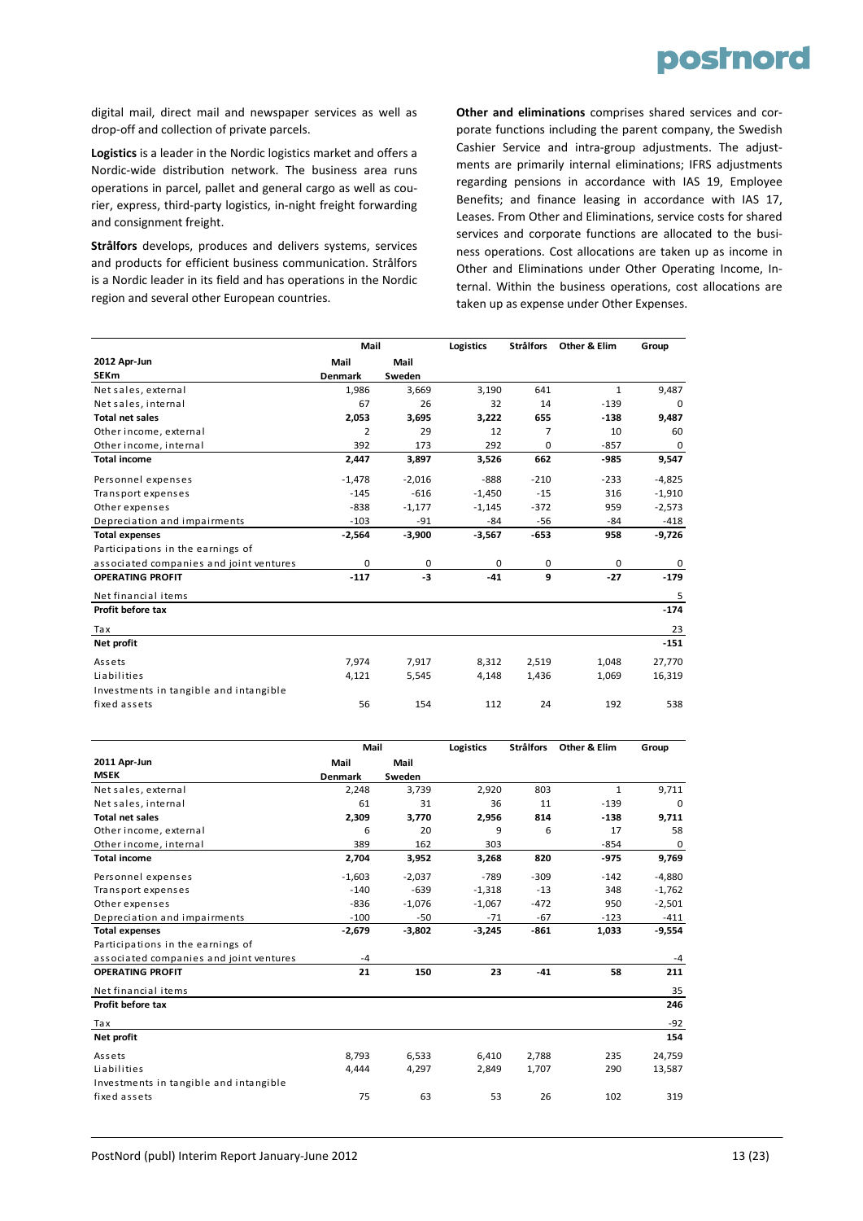digital mail, direct mail and newspaper services as well as drop-off and collection of private parcels.

**Logistics** is a leader in the Nordic logistics market and offers a Nordic-wide distribution network. The business area runs operations in parcel, pallet and general cargo as well as courier, express, third-party logistics, in-night freight forwarding and consignment freight.

**Strålfors** develops, produces and delivers systems, services and products for efficient business communication. Strålfors is a Nordic leader in its field and has operations in the Nordic region and several other European countries.

**Other and eliminations** comprises shared services and corporate functions including the parent company, the Swedish Cashier Service and intra-group adjustments. The adjustments are primarily internal eliminations; IFRS adjustments regarding pensions in accordance with IAS 19, Employee Benefits; and finance leasing in accordance with IAS 17, Leases. From Other and Eliminations, service costs for shared services and corporate functions are allocated to the business operations. Cost allocations are taken up as income in Other and Eliminations under Other Operating Income, Internal. Within the business operations, cost allocations are taken up as expense under Other Expenses.

| | Mail | | Logistics | Strålfors | Other & Elim | Group |
|---|---|---|---|---|---|---|
| **2012 Apr-Jun** | **Mail** | **Mail** | | | | |
| **SEKm** | **Denmark** | **Sweden** | | | | |
| Net sales, external | 1,986 | 3,669 | 3,190 | 641 | 1 | 9,487 |
| Net sales, internal | 67 | 26 | 32 | 14 | -139 | 0 |
| **Total net sales** | **2,053** | **3,695** | **3,222** | **655** | **-138** | **9,487** |
| Other income, external | 2 | 29 | 12 | 7 | 10 | 60 |
| Other income, internal | 392 | 173 | 292 | 0 | -857 | 0 |
| **Total income** | **2,447** | **3,897** | **3,526** | **662** | **-985** | **9,547** |
| Personnel expenses | -1,478 | -2,016 | -888 | -210 | -233 | -4,825 |
| Transport expenses | -145 | -616 | -1,450 | -15 | 316 | -1,910 |
| Other expenses | -838 | -1,177 | -1,145 | -372 | 959 | -2,573 |
| Depreciation and impairments | -103 | -91 | -84 | -56 | -84 | -418 |
| **Total expenses** | **-2,564** | **-3,900** | **-3,567** | **-653** | **958** | **-9,726** |
| Participations in the earnings of associated companies and joint ventures | 0 | 0 | 0 | 0 | 0 | 0 |
| **OPERATING PROFIT** | **-117** | **-3** | **-41** | **9** | **-27** | **-179** |
| Net financial items | | | | | | 5 |
| **Profit before tax** | | | | | | **-174** |
| Tax | | | | | | 23 |
| **Net profit** | | | | | | **-151** |
| Assets | 7,974 | 7,917 | 8,312 | 2,519 | 1,048 | 27,770 |
| Liabilities | 4,121 | 5,545 | 4,148 | 1,436 | 1,069 | 16,319 |
| Investments in tangible and intangible fixed assets | 56 | 154 | 112 | 24 | 192 | 538 |

| | Mail | | Logistics | Strålfors | Other & Elim | Group |
|---|---|---|---|---|---|---|
| **2011 Apr-Jun** | **Mail** | **Mail** | | | | |
| **MSEK** | **Denmark** | **Sweden** | | | | |
| Net sales, external | 2,248 | 3,739 | 2,920 | 803 | 1 | 9,711 |
| Net sales, internal | 61 | 31 | 36 | 11 | -139 | 0 |
| **Total net sales** | **2,309** | **3,770** | **2,956** | **814** | **-138** | **9,711** |
| Other income, external | 6 | 20 | 9 | 6 | 17 | 58 |
| Other income, internal | 389 | 162 | 303 | | -854 | 0 |
| **Total income** | **2,704** | **3,952** | **3,268** | **820** | **-975** | **9,769** |
| Personnel expenses | -1,603 | -2,037 | -789 | -309 | -142 | -4,880 |
| Transport expenses | -140 | -639 | -1,318 | -13 | 348 | -1,762 |
| Other expenses | -836 | -1,076 | -1,067 | -472 | 950 | -2,501 |
| Depreciation and impairments | -100 | -50 | -71 | -67 | -123 | -411 |
| **Total expenses** | **-2,679** | **-3,802** | **-3,245** | **-861** | **1,033** | **-9,554** |
| Participations in the earnings of associated companies and joint ventures | -4 | | | | | -4 |
| **OPERATING PROFIT** | **21** | **150** | **23** | **-41** | **58** | **211** |
| Net financial items | | | | | | 35 |
| **Profit before tax** | | | | | | **246** |
| Tax | | | | | | -92 |
| **Net profit** | | | | | | **154** |
| Assets | 8,793 | 6,533 | 6,410 | 2,788 | 235 | 24,759 |
| Liabilities | 4,444 | 4,297 | 2,849 | 1,707 | 290 | 13,587 |
| Investments in tangible and intangible fixed assets | 75 | 63 | 53 | 26 | 102 | 319 |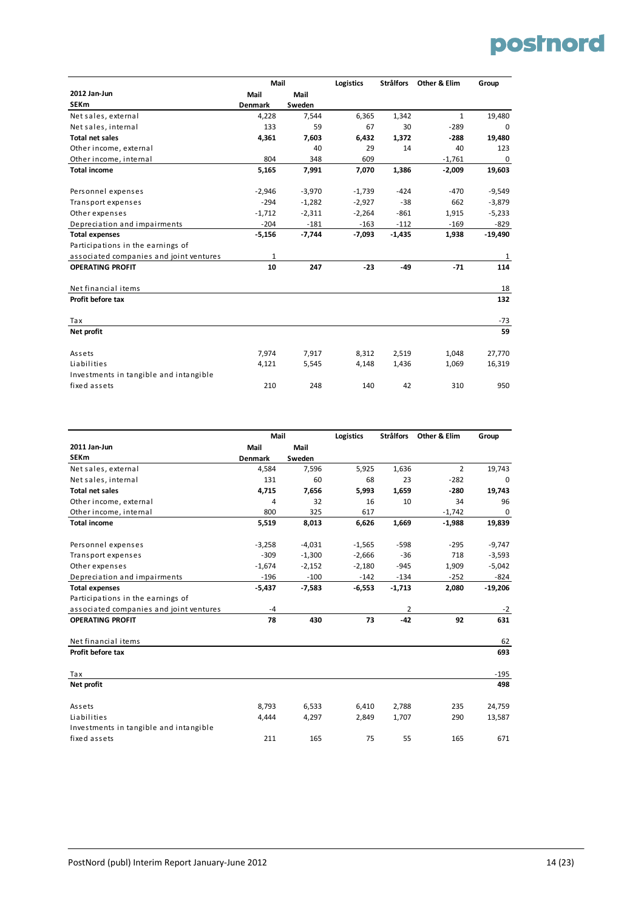| 2012 Jan-Jun | Mail | | Logistics | Strålfors | Other & Elim | Group |
|---|---|---|---|---|---|---|
| SEKm | Mail Denmark | Mail Sweden | | | | |
| Net sales, external | 4,228 | 7,544 | 6,365 | 1,342 | 1 | 19,480 |
| Net sales, internal | 133 | 59 | 67 | 30 | -289 | 0 |
| **Total net sales** | **4,361** | **7,603** | **6,432** | **1,372** | **-288** | **19,480** |
| Other income, external | | 40 | 29 | 14 | 40 | 123 |
| Other income, internal | 804 | 348 | 609 | | -1,761 | 0 |
| **Total income** | **5,165** | **7,991** | **7,070** | **1,386** | **-2,009** | **19,603** |
| | | | | | | |
| Personnel expenses | -2,946 | -3,970 | -1,739 | -424 | -470 | -9,549 |
| Transport expenses | -294 | -1,282 | -2,927 | -38 | 662 | -3,879 |
| Other expenses | -1,712 | -2,311 | -2,264 | -861 | 1,915 | -5,233 |
| Depreciation and impairments | -204 | -181 | -163 | -112 | -169 | -829 |
| **Total expenses** | **-5,156** | **-7,744** | **-7,093** | **-1,435** | **1,938** | **-19,490** |
| Participations in the earnings of associated companies and joint ventures | 1 | | | | | 1 |
| **OPERATING PROFIT** | **10** | **247** | **-23** | **-49** | **-71** | **114** |
| | | | | | | |
| Net financial items | | | | | | 18 |
| **Profit before tax** | | | | | | **132** |
| | | | | | | |
| Tax | | | | | | -73 |
| **Net profit** | | | | | | **59** |
| | | | | | | |
| Assets | 7,974 | 7,917 | 8,312 | 2,519 | 1,048 | 27,770 |
| Liabilities | 4,121 | 5,545 | 4,148 | 1,436 | 1,069 | 16,319 |
| Investments in tangible and intangible fixed assets | 210 | 248 | 140 | 42 | 310 | 950 |

| 2011 Jan-Jun | Mail | | Logistics | Strålfors | Other & Elim | Group |
|---|---|---|---|---|---|---|
| SEKm | Mail Denmark | Mail Sweden | | | | |
| Net sales, external | 4,584 | 7,596 | 5,925 | 1,636 | 2 | 19,743 |
| Net sales, internal | 131 | 60 | 68 | 23 | -282 | 0 |
| **Total net sales** | **4,715** | **7,656** | **5,993** | **1,659** | **-280** | **19,743** |
| Other income, external | 4 | 32 | 16 | 10 | 34 | 96 |
| Other income, internal | 800 | 325 | 617 | | -1,742 | 0 |
| **Total income** | **5,519** | **8,013** | **6,626** | **1,669** | **-1,988** | **19,839** |
| | | | | | | |
| Personnel expenses | -3,258 | -4,031 | -1,565 | -598 | -295 | -9,747 |
| Transport expenses | -309 | -1,300 | -2,666 | -36 | 718 | -3,593 |
| Other expenses | -1,674 | -2,152 | -2,180 | -945 | 1,909 | -5,042 |
| Depreciation and impairments | -196 | -100 | -142 | -134 | -252 | -824 |
| **Total expenses** | **-5,437** | **-7,583** | **-6,553** | **-1,713** | **2,080** | **-19,206** |
| Participations in the earnings of associated companies and joint ventures | -4 | | | 2 | | -2 |
| **OPERATING PROFIT** | **78** | **430** | **73** | **-42** | **92** | **631** |
| | | | | | | |
| Net financial items | | | | | | 62 |
| **Profit before tax** | | | | | | **693** |
| | | | | | | |
| Tax | | | | | | -195 |
| **Net profit** | | | | | | **498** |
| | | | | | | |
| Assets | 8,793 | 6,533 | 6,410 | 2,788 | 235 | 24,759 |
| Liabilities | 4,444 | 4,297 | 2,849 | 1,707 | 290 | 13,587 |
| Investments in tangible and intangible fixed assets | 211 | 165 | 75 | 55 | 165 | 671 |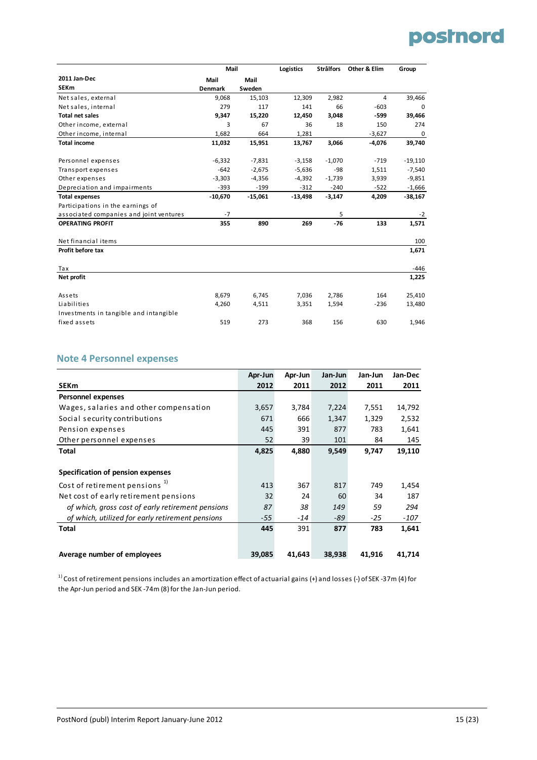| | Mail | | Logistics | Strålfors | Other & Elim | Group |
|---|---|---|---|---|---|---|
| **2011 Jan-Dec** | **Mail** | **Mail** | | | | |
| **SEKm** | **Denmark** | **Sweden** | | | | |
| Net sales, external | 9,068 | 15,103 | 12,309 | 2,982 | 4 | 39,466 |
| Net sales, internal | 279 | 117 | 141 | 66 | -603 | 0 |
| **Total net sales** | **9,347** | **15,220** | **12,450** | **3,048** | **-599** | **39,466** |
| Other income, external | 3 | 67 | 36 | 18 | 150 | 274 |
| Other income, internal | 1,682 | 664 | 1,281 | | -3,627 | 0 |
| **Total income** | **11,032** | **15,951** | **13,767** | **3,066** | **-4,076** | **39,740** |
| | | | | | | |
| Personnel expenses | -6,332 | -7,831 | -3,158 | -1,070 | -719 | -19,110 |
| Transport expenses | -642 | -2,675 | -5,636 | -98 | 1,511 | -7,540 |
| Other expenses | -3,303 | -4,356 | -4,392 | -1,739 | 3,939 | -9,851 |
| Depreciation and impairments | -393 | -199 | -312 | -240 | -522 | -1,666 |
| **Total expenses** | **-10,670** | **-15,061** | **-13,498** | **-3,147** | **4,209** | **-38,167** |
| Participations in the earnings of associated companies and joint ventures | -7 | | | 5 | | -2 |
| **OPERATING PROFIT** | **355** | **890** | **269** | **-76** | **133** | **1,571** |
| | | | | | | |
| Net financial items | | | | | | 100 |
| **Profit before tax** | | | | | | **1,671** |
| | | | | | | |
| Tax | | | | | | -446 |
| **Net profit** | | | | | | **1,225** |
| | | | | | | |
| Assets | 8,679 | 6,745 | 7,036 | 2,786 | 164 | 25,410 |
| Liabilities | 4,260 | 4,511 | 3,351 | 1,594 | -236 | 13,480 |
| Investments in tangible and intangible fixed assets | 519 | 273 | 368 | 156 | 630 | 1,946 |

## Note 4 Personnel expenses

| SEKm | Apr-Jun 2012 | Apr-Jun 2011 | Jan-Jun 2012 | Jan-Jun 2011 | Jan-Dec 2011 |
|---|---|---|---|---|---|
| **Personnel expenses** | | | | | |
| Wages, salaries and other compensation | 3,657 | 3,784 | 7,224 | 7,551 | 14,792 |
| Social security contributions | 671 | 666 | 1,347 | 1,329 | 2,532 |
| Pension expenses | 445 | 391 | 877 | 783 | 1,641 |
| Other personnel expenses | 52 | 39 | 101 | 84 | 145 |
| **Total** | **4,825** | **4,880** | **9,549** | **9,747** | **19,110** |
| | | | | | |
| **Specification of pension expenses** | | | | | |
| Cost of retirement pensions [1)] | 413 | 367 | 817 | 749 | 1,454 |
| Net cost of early retirement pensions | 32 | 24 | 60 | 34 | 187 |
| *of which, gross cost of early retirement pensions* | *87* | *38* | *149* | *59* | *294* |
| *of which, utilized for early retirement pensions* | *-55* | *-14* | *-89* | *-25* | *-107* |
| **Total** | **445** | 391 | **877** | 783 | **1,641** |
| | | | | | |
| **Average number of employees** | **39,085** | **41,643** | **38,938** | **41,916** | **41,714** |

[1)] Cost of retirement pensions includes an amortization effect of actuarial gains (+) and losses (-) of SEK -37m (4) for the Apr-Jun period and SEK -74m (8) for the Jan-Jun period.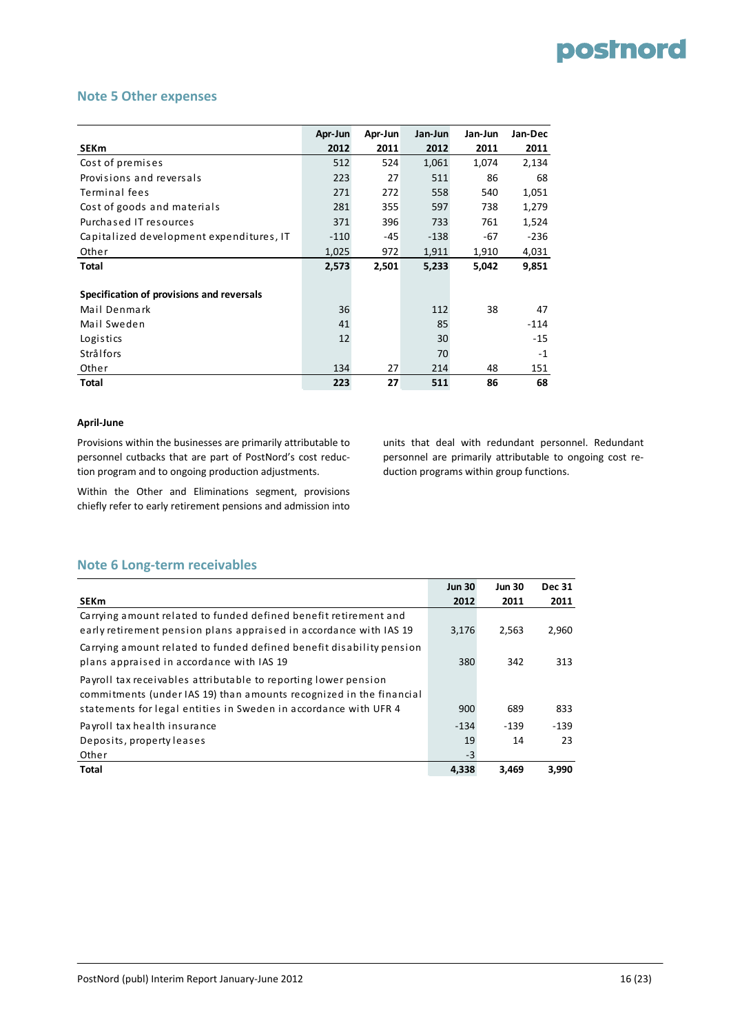## Note 5 Other expenses

| SEKm | Apr-Jun 2012 | Apr-Jun 2011 | Jan-Jun 2012 | Jan-Jun 2011 | Jan-Dec 2011 |
|---|---|---|---|---|---|
| Cost of premises | 512 | 524 | 1,061 | 1,074 | 2,134 |
| Provisions and reversals | 223 | 27 | 511 | 86 | 68 |
| Terminal fees | 271 | 272 | 558 | 540 | 1,051 |
| Cost of goods and materials | 281 | 355 | 597 | 738 | 1,279 |
| Purchased IT resources | 371 | 396 | 733 | 761 | 1,524 |
| Capitalized development expenditures, IT | -110 | -45 | -138 | -67 | -236 |
| Other | 1,025 | 972 | 1,911 | 1,910 | 4,031 |
| **Total** | **2,573** | **2,501** | **5,233** | **5,042** | **9,851** |
| | | | | | |
| **Specification of provisions and reversals** | | | | | |
| Mail Denmark | 36 | | 112 | 38 | 47 |
| Mail Sweden | 41 | | 85 | | -114 |
| Logistics | 12 | | 30 | | -15 |
| Strålfors | | | 70 | | -1 |
| Other | 134 | 27 | 214 | 48 | 151 |
| **Total** | **223** | **27** | **511** | **86** | **68** |

**April-June**

Provisions within the businesses are primarily attributable to personnel cutbacks that are part of PostNord's cost reduction program and to ongoing production adjustments.

Within the Other and Eliminations segment, provisions chiefly refer to early retirement pensions and admission into units that deal with redundant personnel. Redundant personnel are primarily attributable to ongoing cost reduction programs within group functions.

## Note 6 Long-term receivables

| SEKm | Jun 30 2012 | Jun 30 2011 | Dec 31 2011 |
|---|---|---|---|
| Carrying amount related to funded defined benefit retirement and early retirement pension plans appraised in accordance with IAS 19 | 3,176 | 2,563 | 2,960 |
| Carrying amount related to funded defined benefit disability pension plans appraised in accordance with IAS 19 | 380 | 342 | 313 |
| Payroll tax receivables attributable to reporting lower pension commitments (under IAS 19) than amounts recognized in the financial statements for legal entities in Sweden in accordance with UFR 4 | 900 | 689 | 833 |
| Payroll tax health insurance | -134 | -139 | -139 |
| Deposits, property leases | 19 | 14 | 23 |
| Other | -3 | | |
| **Total** | **4,338** | **3,469** | **3,990** |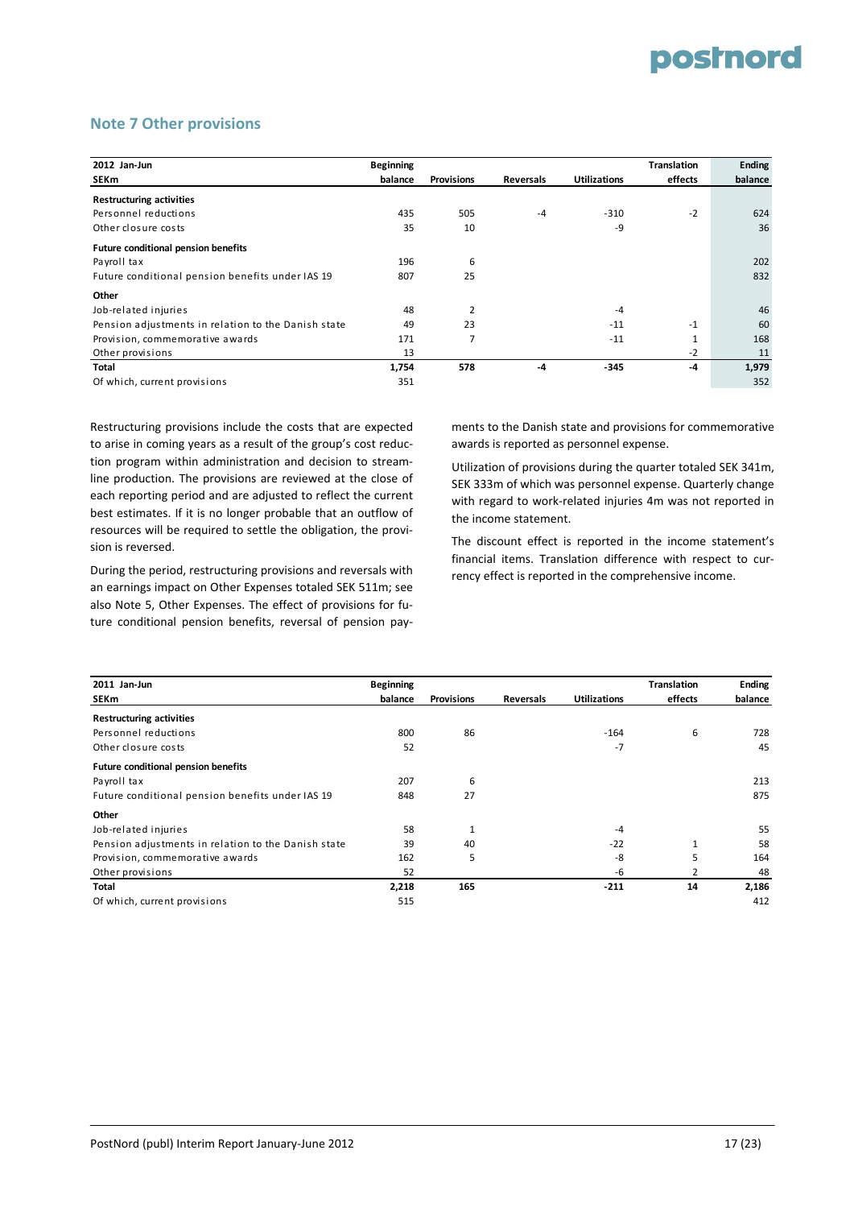## Note 7 Other provisions

| 2012 Jan-Jun<br>SEKm | Beginning balance | Provisions | Reversals | Utilizations | Translation effects | Ending balance |
|---|---|---|---|---|---|---|
| **Restructuring activities** | | | | | | |
| Personnel reductions | 435 | 505 | -4 | -310 | -2 | 624 |
| Other closure costs | 35 | 10 | | -9 | | 36 |
| **Future conditional pension benefits** | | | | | | |
| Payroll tax | 196 | 6 | | | | 202 |
| Future conditional pension benefits under IAS 19 | 807 | 25 | | | | 832 |
| **Other** | | | | | | |
| Job-related injuries | 48 | 2 | | -4 | | 46 |
| Pension adjustments in relation to the Danish state | 49 | 23 | | -11 | -1 | 60 |
| Provision, commemorative awards | 171 | 7 | | -11 | 1 | 168 |
| Other provisions | 13 | | | | -2 | 11 |
| **Total** | **1,754** | **578** | **-4** | **-345** | **-4** | **1,979** |
| Of which, current provisions | 351 | | | | | 352 |

Restructuring provisions include the costs that are expected to arise in coming years as a result of the group's cost reduction program within administration and decision to streamline production. The provisions are reviewed at the close of each reporting period and are adjusted to reflect the current best estimates. If it is no longer probable that an outflow of resources will be required to settle the obligation, the provision is reversed.

During the period, restructuring provisions and reversals with an earnings impact on Other Expenses totaled SEK 511m; see also Note 5, Other Expenses. The effect of provisions for future conditional pension benefits, reversal of pension payments to the Danish state and provisions for commemorative awards is reported as personnel expense.

Utilization of provisions during the quarter totaled SEK 341m, SEK 333m of which was personnel expense. Quarterly change with regard to work-related injuries 4m was not reported in the income statement.

The discount effect is reported in the income statement's financial items. Translation difference with respect to currency effect is reported in the comprehensive income.

| 2011 Jan-Jun<br>SEKm | Beginning balance | Provisions | Reversals | Utilizations | Translation effects | Ending balance |
|---|---|---|---|---|---|---|
| **Restructuring activities** | | | | | | |
| Personnel reductions | 800 | 86 | | -164 | 6 | 728 |
| Other closure costs | 52 | | | -7 | | 45 |
| **Future conditional pension benefits** | | | | | | |
| Payroll tax | 207 | 6 | | | | 213 |
| Future conditional pension benefits under IAS 19 | 848 | 27 | | | | 875 |
| **Other** | | | | | | |
| Job-related injuries | 58 | 1 | | -4 | | 55 |
| Pension adjustments in relation to the Danish state | 39 | 40 | | -22 | 1 | 58 |
| Provision, commemorative awards | 162 | 5 | | -8 | 5 | 164 |
| Other provisions | 52 | | | -6 | 2 | 48 |
| **Total** | **2,218** | **165** | | **-211** | **14** | **2,186** |
| Of which, current provisions | 515 | | | | | 412 |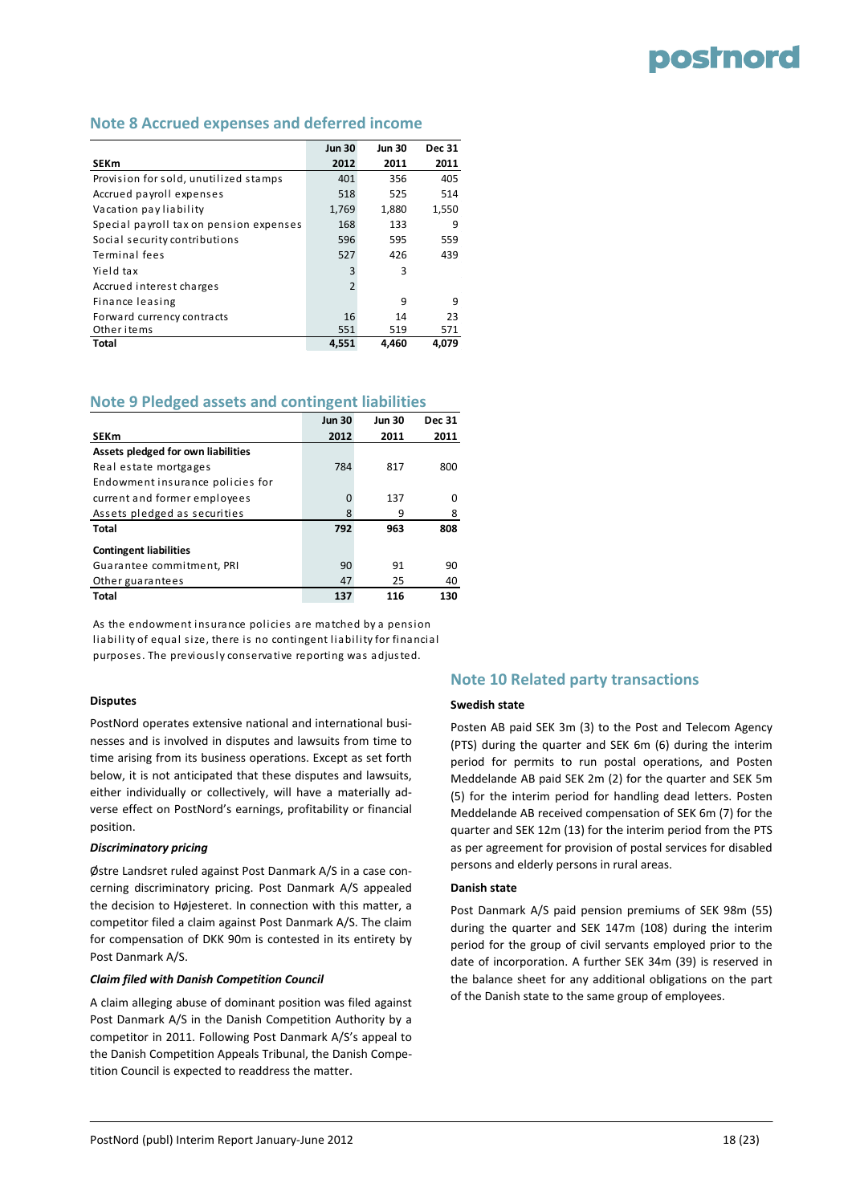## Note 8 Accrued expenses and deferred income

| SEKm | Jun 30 2012 | Jun 30 2011 | Dec 31 2011 |
|---|---|---|---|
| Provision for sold, unutilized stamps | 401 | 356 | 405 |
| Accrued payroll expenses | 518 | 525 | 514 |
| Vacation pay liability | 1,769 | 1,880 | 1,550 |
| Special payroll tax on pension expenses | 168 | 133 | 9 |
| Social security contributions | 596 | 595 | 559 |
| Terminal fees | 527 | 426 | 439 |
| Yield tax | 3 | 3 | |
| Accrued interest charges | 2 | | |
| Finance leasing | | 9 | 9 |
| Forward currency contracts | 16 | 14 | 23 |
| Other items | 551 | 519 | 571 |
| **Total** | **4,551** | **4,460** | **4,079** |

## Note 9 Pledged assets and contingent liabilities

| SEKm | Jun 30 2012 | Jun 30 2011 | Dec 31 2011 |
|---|---|---|---|
| **Assets pledged for own liabilities** | | | |
| Real estate mortgages | 784 | 817 | 800 |
| Endowment insurance policies for current and former employees | 0 | 137 | 0 |
| Assets pledged as securities | 8 | 9 | 8 |
| **Total** | **792** | **963** | **808** |
| **Contingent liabilities** | | | |
| Guarantee commitment, PRI | 90 | 91 | 90 |
| Other guarantees | 47 | 25 | 40 |
| **Total** | **137** | **116** | **130** |

As the endowment insurance policies are matched by a pension liability of equal size, there is no contingent liability for financial purposes. The previously conservative reporting was adjusted.

**Disputes**

PostNord operates extensive national and international businesses and is involved in disputes and lawsuits from time to time arising from its business operations. Except as set forth below, it is not anticipated that these disputes and lawsuits, either individually or collectively, will have a materially adverse effect on PostNord's earnings, profitability or financial position.

***Discriminatory pricing***

Østre Landsret ruled against Post Danmark A/S in a case concerning discriminatory pricing. Post Danmark A/S appealed the decision to Højesteret. In connection with this matter, a competitor filed a claim against Post Danmark A/S. The claim for compensation of DKK 90m is contested in its entirety by Post Danmark A/S.

***Claim filed with Danish Competition Council***

A claim alleging abuse of dominant position was filed against Post Danmark A/S in the Danish Competition Authority by a competitor in 2011. Following Post Danmark A/S's appeal to the Danish Competition Appeals Tribunal, the Danish Competition Council is expected to readdress the matter.

## Note 10 Related party transactions

**Swedish state**

Posten AB paid SEK 3m (3) to the Post and Telecom Agency (PTS) during the quarter and SEK 6m (6) during the interim period for permits to run postal operations, and Posten Meddelande AB paid SEK 2m (2) for the quarter and SEK 5m (5) for the interim period for handling dead letters. Posten Meddelande AB received compensation of SEK 6m (7) for the quarter and SEK 12m (13) for the interim period from the PTS as per agreement for provision of postal services for disabled persons and elderly persons in rural areas.

**Danish state**

Post Danmark A/S paid pension premiums of SEK 98m (55) during the quarter and SEK 147m (108) during the interim period for the group of civil servants employed prior to the date of incorporation. A further SEK 34m (39) is reserved in the balance sheet for any additional obligations on the part of the Danish state to the same group of employees.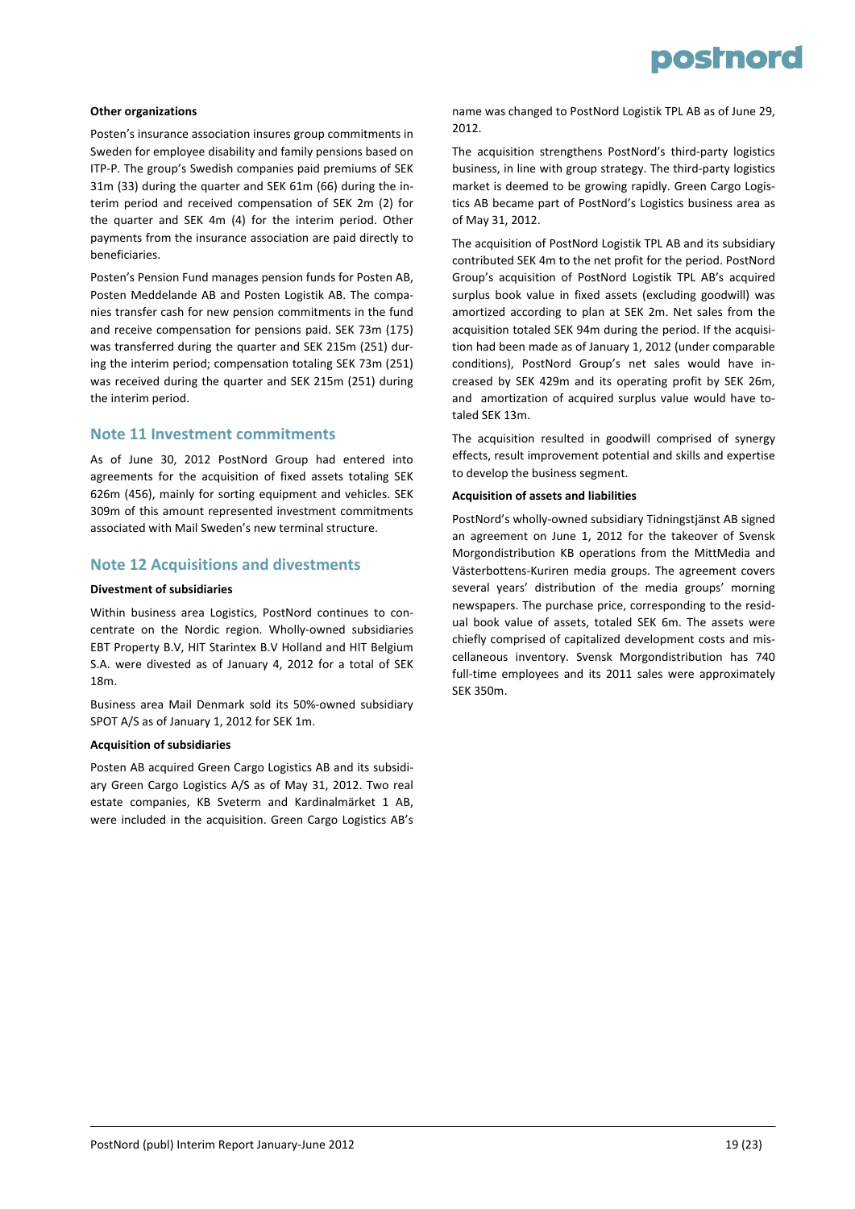#### Other organizations

Posten's insurance association insures group commitments in Sweden for employee disability and family pensions based on ITP-P. The group's Swedish companies paid premiums of SEK 31m (33) during the quarter and SEK 61m (66) during the interim period and received compensation of SEK 2m (2) for the quarter and SEK 4m (4) for the interim period. Other payments from the insurance association are paid directly to beneficiaries.

Posten's Pension Fund manages pension funds for Posten AB, Posten Meddelande AB and Posten Logistik AB. The companies transfer cash for new pension commitments in the fund and receive compensation for pensions paid. SEK 73m (175) was transferred during the quarter and SEK 215m (251) during the interim period; compensation totaling SEK 73m (251) was received during the quarter and SEK 215m (251) during the interim period.

## Note 11 Investment commitments

As of June 30, 2012 PostNord Group had entered into agreements for the acquisition of fixed assets totaling SEK 626m (456), mainly for sorting equipment and vehicles. SEK 309m of this amount represented investment commitments associated with Mail Sweden's new terminal structure.

## Note 12 Acquisitions and divestments

#### Divestment of subsidiaries

Within business area Logistics, PostNord continues to concentrate on the Nordic region. Wholly-owned subsidiaries EBT Property B.V, HIT Starintex B.V Holland and HIT Belgium S.A. were divested as of January 4, 2012 for a total of SEK 18m.

Business area Mail Denmark sold its 50%-owned subsidiary SPOT A/S as of January 1, 2012 for SEK 1m.

#### Acquisition of subsidiaries

Posten AB acquired Green Cargo Logistics AB and its subsidiary Green Cargo Logistics A/S as of May 31, 2012. Two real estate companies, KB Sveterm and Kardinalmärket 1 AB, were included in the acquisition. Green Cargo Logistics AB's name was changed to PostNord Logistik TPL AB as of June 29, 2012.

The acquisition strengthens PostNord's third-party logistics business, in line with group strategy. The third-party logistics market is deemed to be growing rapidly. Green Cargo Logistics AB became part of PostNord's Logistics business area as of May 31, 2012.

The acquisition of PostNord Logistik TPL AB and its subsidiary contributed SEK 4m to the net profit for the period. PostNord Group's acquisition of PostNord Logistik TPL AB's acquired surplus book value in fixed assets (excluding goodwill) was amortized according to plan at SEK 2m. Net sales from the acquisition totaled SEK 94m during the period. If the acquisition had been made as of January 1, 2012 (under comparable conditions), PostNord Group's net sales would have increased by SEK 429m and its operating profit by SEK 26m, and amortization of acquired surplus value would have totaled SEK 13m.

The acquisition resulted in goodwill comprised of synergy effects, result improvement potential and skills and expertise to develop the business segment.

#### Acquisition of assets and liabilities

PostNord's wholly-owned subsidiary Tidningstjänst AB signed an agreement on June 1, 2012 for the takeover of Svensk Morgondistribution KB operations from the MittMedia and Västerbottens-Kuriren media groups. The agreement covers several years' distribution of the media groups' morning newspapers. The purchase price, corresponding to the residual book value of assets, totaled SEK 6m. The assets were chiefly comprised of capitalized development costs and miscellaneous inventory. Svensk Morgondistribution has 740 full-time employees and its 2011 sales were approximately SEK 350m.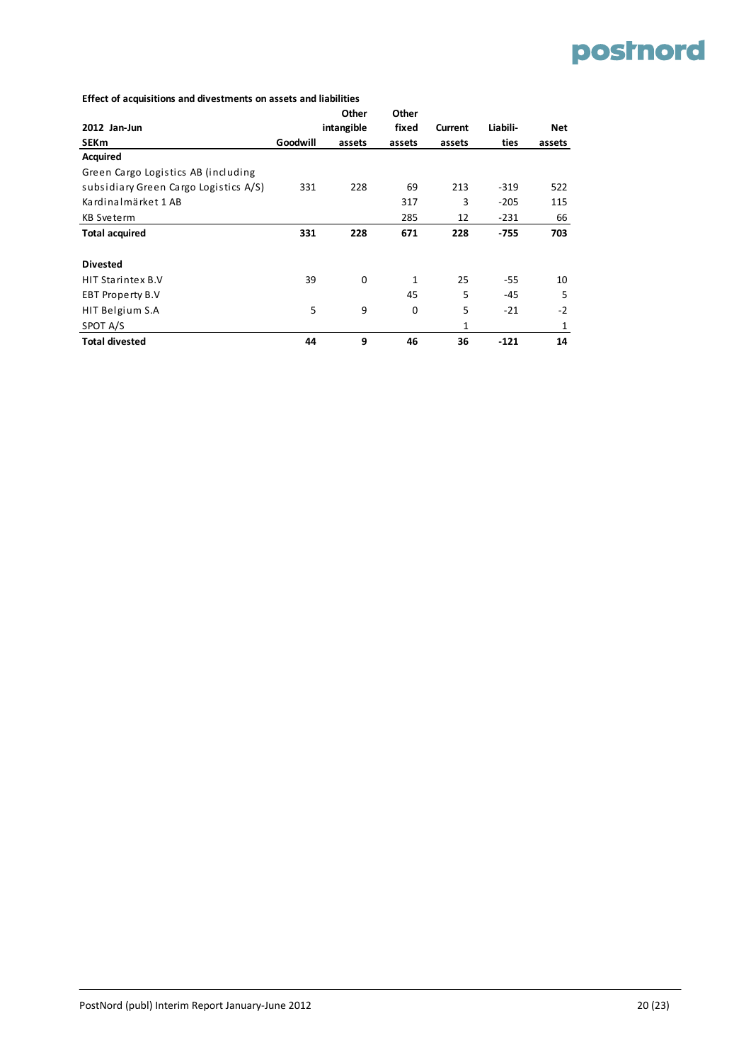**Effect of acquisitions and divestments on assets and liabilities**

| 2012 Jan-Jun<br>SEKm | Goodwill | Other intangible assets | Other fixed assets | Current assets | Liabili-ties | Net assets |
|---|---|---|---|---|---|---|
| **Acquired** | | | | | | |
| Green Cargo Logistics AB (including subsidiary Green Cargo Logistics A/S) | 331 | 228 | 69 | 213 | -319 | 522 |
| Kardinalmärket 1 AB | | | 317 | 3 | -205 | 115 |
| KB Sveterm | | | 285 | 12 | -231 | 66 |
| **Total acquired** | **331** | **228** | **671** | **228** | **-755** | **703** |
| | | | | | | |
| **Divested** | | | | | | |
| HIT Starintex B.V | 39 | 0 | 1 | 25 | -55 | 10 |
| EBT Property B.V | | | 45 | 5 | -45 | 5 |
| HIT Belgium S.A | 5 | 9 | 0 | 5 | -21 | -2 |
| SPOT A/S | | | | 1 | | 1 |
| **Total divested** | **44** | **9** | **46** | **36** | **-121** | **14** |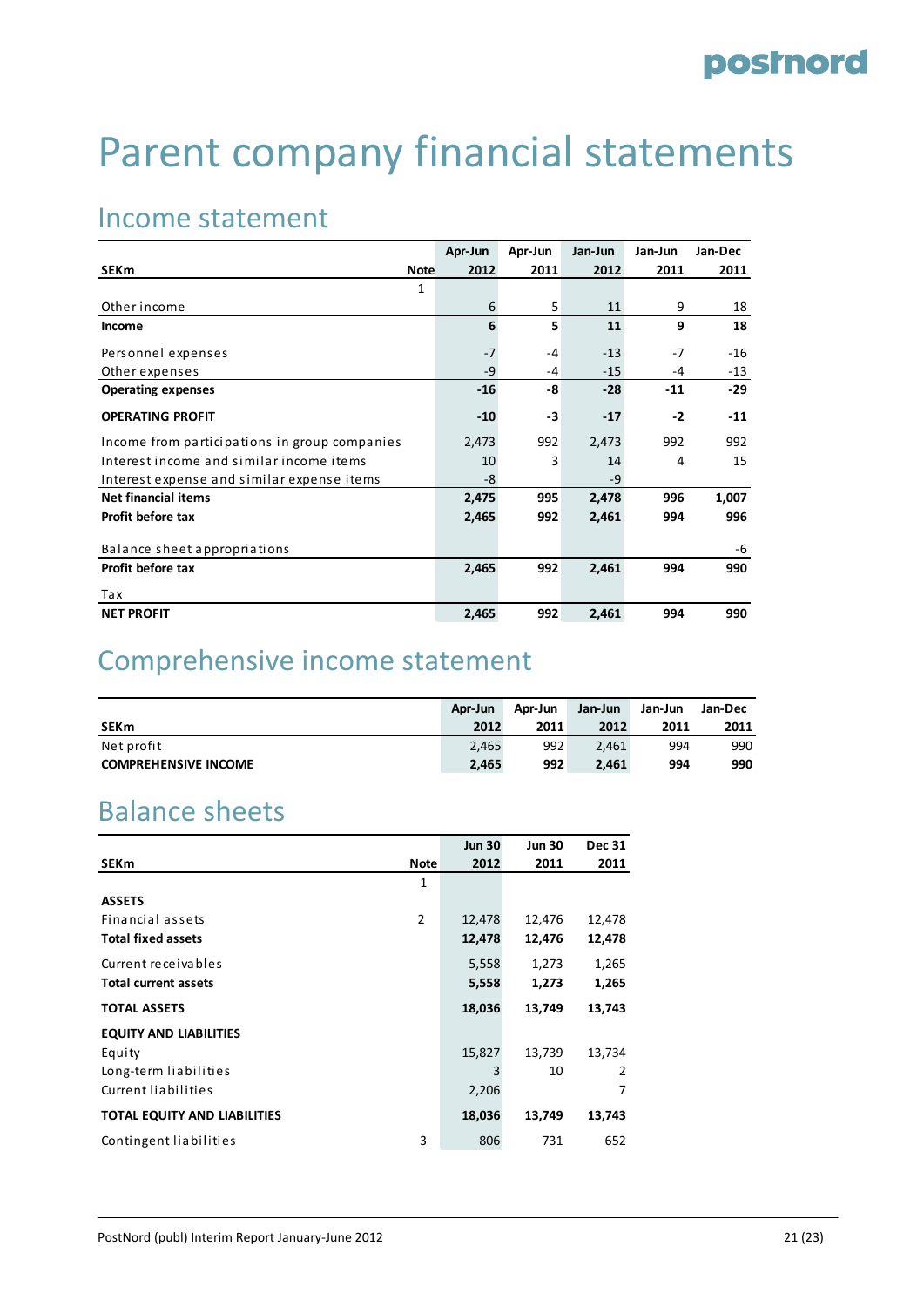# Parent company financial statements

## Income statement

| SEKm | Note | Apr-Jun 2012 | Apr-Jun 2011 | Jan-Jun 2012 | Jan-Jun 2011 | Jan-Dec 2011 |
|---|---|---|---|---|---|---|
| | 1 | | | | | |
| Other income | | 6 | 5 | 11 | 9 | 18 |
| **Income** | | **6** | **5** | **11** | **9** | **18** |
| Personnel expenses | | -7 | -4 | -13 | -7 | -16 |
| Other expenses | | -9 | -4 | -15 | -4 | -13 |
| **Operating expenses** | | **-16** | **-8** | **-28** | **-11** | **-29** |
| **OPERATING PROFIT** | | **-10** | **-3** | **-17** | **-2** | **-11** |
| Income from participations in group companies | | 2,473 | 992 | 2,473 | 992 | 992 |
| Interest income and similar income items | | 10 | 3 | 14 | 4 | 15 |
| Interest expense and similar expense items | | -8 | | -9 | | |
| **Net financial items** | | **2,475** | **995** | **2,478** | **996** | **1,007** |
| **Profit before tax** | | **2,465** | **992** | **2,461** | **994** | **996** |
| Balance sheet appropriations | | | | | | -6 |
| **Profit before tax** | | **2,465** | **992** | **2,461** | **994** | **990** |
| Tax | | | | | | |
| **NET PROFIT** | | **2,465** | **992** | **2,461** | **994** | **990** |

## Comprehensive income statement

| SEKm | Apr-Jun 2012 | Apr-Jun 2011 | Jan-Jun 2012 | Jan-Jun 2011 | Jan-Dec 2011 |
|---|---|---|---|---|---|
| Net profit | 2,465 | 992 | 2,461 | 994 | 990 |
| **COMPREHENSIVE INCOME** | **2,465** | **992** | **2,461** | **994** | **990** |

## Balance sheets

| SEKm | Note | Jun 30 2012 | Jun 30 2011 | Dec 31 2011 |
|---|---|---|---|---|
| | 1 | | | |
| **ASSETS** | | | | |
| Financial assets | 2 | 12,478 | 12,476 | 12,478 |
| **Total fixed assets** | | **12,478** | **12,476** | **12,478** |
| Current receivables | | 5,558 | 1,273 | 1,265 |
| **Total current assets** | | **5,558** | **1,273** | **1,265** |
| **TOTAL ASSETS** | | **18,036** | **13,749** | **13,743** |
| **EQUITY AND LIABILITIES** | | | | |
| Equity | | 15,827 | 13,739 | 13,734 |
| Long-term liabilities | | 3 | 10 | 2 |
| Current liabilities | | 2,206 | | 7 |
| **TOTAL EQUITY AND LIABILITIES** | | **18,036** | **13,749** | **13,743** |
| Contingent liabilities | 3 | 806 | 731 | 652 |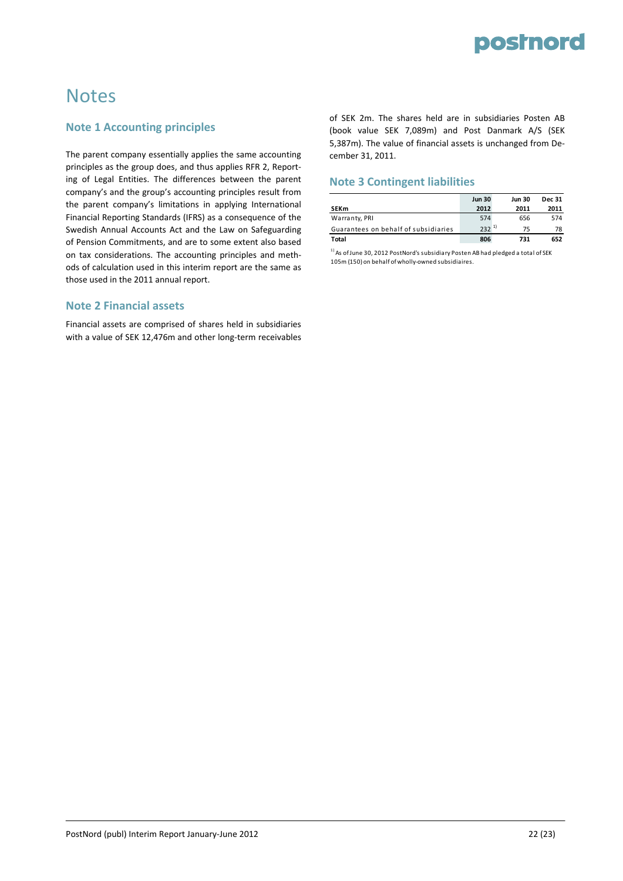# Notes

## Note 1 Accounting principles

The parent company essentially applies the same accounting principles as the group does, and thus applies RFR 2, Reporting of Legal Entities. The differences between the parent company's and the group's accounting principles result from the parent company's limitations in applying International Financial Reporting Standards (IFRS) as a consequence of the Swedish Annual Accounts Act and the Law on Safeguarding of Pension Commitments, and are to some extent also based on tax considerations. The accounting principles and methods of calculation used in this interim report are the same as those used in the 2011 annual report.

## Note 2 Financial assets

Financial assets are comprised of shares held in subsidiaries with a value of SEK 12,476m and other long-term receivables of SEK 2m. The shares held are in subsidiaries Posten AB (book value SEK 7,089m) and Post Danmark A/S (SEK 5,387m). The value of financial assets is unchanged from December 31, 2011.

## Note 3 Contingent liabilities

| SEKm | Jun 30 2012 | Jun 30 2011 | Dec 31 2011 |
|---|---|---|---|
| Warranty, PRI | 574 | 656 | 574 |
| Guarantees on behalf of subsidiaries | 232 [1) | 75 | 78 |
| **Total** | **806** | **731** | **652** |

1) As of June 30, 2012 PostNord's subsidiary Posten AB had pledged a total of SEK 105m (150) on behalf of wholly-owned subsidiaires.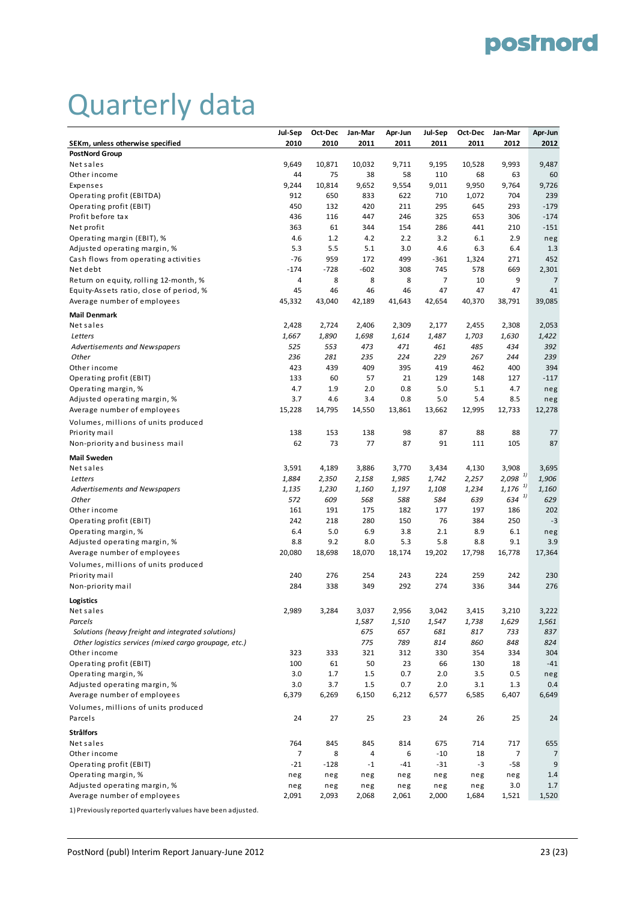# Quarterly data

| SEKm, unless otherwise specified | Jul-Sep 2010 | Oct-Dec 2010 | Jan-Mar 2011 | Apr-Jun 2011 | Jul-Sep 2011 | Oct-Dec 2011 | Jan-Mar 2012 | Apr-Jun 2012 |
|---|---|---|---|---|---|---|---|---|
| **PostNord Group** | | | | | | | | |
| Net sales | 9,649 | 10,871 | 10,032 | 9,711 | 9,195 | 10,528 | 9,993 | 9,487 |
| Other income | 44 | 75 | 38 | 58 | 110 | 68 | 63 | 60 |
| Expenses | 9,244 | 10,814 | 9,652 | 9,554 | 9,011 | 9,950 | 9,764 | 9,726 |
| Operating profit (EBITDA) | 912 | 650 | 833 | 622 | 710 | 1,072 | 704 | 239 |
| Operating profit (EBIT) | 450 | 132 | 420 | 211 | 295 | 645 | 293 | -179 |
| Profit before tax | 436 | 116 | 447 | 246 | 325 | 653 | 306 | -174 |
| Net profit | 363 | 61 | 344 | 154 | 286 | 441 | 210 | -151 |
| Operating margin (EBIT), % | 4.6 | 1.2 | 4.2 | 2.2 | 3.2 | 6.1 | 2.9 | neg |
| Adjusted operating margin, % | 5.3 | 5.5 | 5.1 | 3.0 | 4.6 | 6.3 | 6.4 | 1.3 |
| Cash flows from operating activities | -76 | 959 | 172 | 499 | -361 | 1,324 | 271 | 452 |
| Net debt | -174 | -728 | -602 | 308 | 745 | 578 | 669 | 2,301 |
| Return on equity, rolling 12-month, % | 4 | 8 | 8 | 8 | 7 | 10 | 9 | 7 |
| Equity-Assets ratio, close of period, % | 45 | 46 | 46 | 46 | 47 | 47 | 47 | 41 |
| Average number of employees | 45,332 | 43,040 | 42,189 | 41,643 | 42,654 | 40,370 | 38,791 | 39,085 |
| **Mail Denmark** | | | | | | | | |
| Net sales | 2,428 | 2,724 | 2,406 | 2,309 | 2,177 | 2,455 | 2,308 | 2,053 |
| *Letters* | *1,667* | *1,890* | *1,698* | *1,614* | *1,487* | *1,703* | *1,630* | *1,422* |
| *Advertisements and Newspapers* | *525* | *553* | *473* | *471* | *461* | *485* | *434* | *392* |
| *Other* | *236* | *281* | *235* | *224* | *229* | *267* | *244* | *239* |
| Other income | 423 | 439 | 409 | 395 | 419 | 462 | 400 | 394 |
| Operating profit (EBIT) | 133 | 60 | 57 | 21 | 129 | 148 | 127 | -117 |
| Operating margin, % | 4.7 | 1.9 | 2.0 | 0.8 | 5.0 | 5.1 | 4.7 | neg |
| Adjusted operating margin, % | 3.7 | 4.6 | 3.4 | 0.8 | 5.0 | 5.4 | 8.5 | neg |
| Average number of employees | 15,228 | 14,795 | 14,550 | 13,861 | 13,662 | 12,995 | 12,733 | 12,278 |
| Volumes, millions of units produced | | | | | | | | |
| Priority mail | 138 | 153 | 138 | 98 | 87 | 88 | 88 | 77 |
| Non-priority and business mail | 62 | 73 | 77 | 87 | 91 | 111 | 105 | 87 |
| **Mail Sweden** | | | | | | | | |
| Net sales | 3,591 | 4,189 | 3,886 | 3,770 | 3,434 | 4,130 | 3,908 [1] | 3,695 |
| *Letters* | *1,884* | *2,350* | *2,158* | *1,985* | *1,742* | *2,257* | *2,098* [1] | *1,906* |
| *Advertisements and Newspapers* | *1,135* | *1,230* | *1,160* | *1,197* | *1,108* | *1,234* | *1,176* [1] | *1,160* |
| *Other* | *572* | *609* | *568* | *588* | *584* | *639* | *634* [1] | *629* |
| Other income | 161 | 191 | 175 | 182 | 177 | 197 | 186 | 202 |
| Operating profit (EBIT) | 242 | 218 | 280 | 150 | 76 | 384 | 250 | -3 |
| Operating margin, % | 6.4 | 5.0 | 6.9 | 3.8 | 2.1 | 8.9 | 6.1 | neg |
| Adjusted operating margin, % | 8.8 | 9.2 | 8.0 | 5.3 | 5.8 | 8.8 | 9.1 | 3.9 |
| Average number of employees | 20,080 | 18,698 | 18,070 | 18,174 | 19,202 | 17,798 | 16,778 | 17,364 |
| Volumes, millions of units produced | | | | | | | | |
| Priority mail | 240 | 276 | 254 | 243 | 224 | 259 | 242 | 230 |
| Non-priority mail | 284 | 338 | 349 | 292 | 274 | 336 | 344 | 276 |
| **Logistics** | | | | | | | | |
| Net sales | 2,989 | 3,284 | 3,037 | 2,956 | 3,042 | 3,415 | 3,210 | 3,222 |
| *Parcels* | | | *1,587* | *1,510* | *1,547* | *1,738* | *1,629* | *1,561* |
| *Solutions (heavy freight and integrated solutions)* | | | *675* | *657* | *681* | *817* | *733* | *837* |
| *Other logistics services (mixed cargo groupage, etc.)* | | | *775* | *789* | *814* | *860* | *848* | *824* |
| Other income | 323 | 333 | 321 | 312 | 330 | 354 | 334 | 304 |
| Operating profit (EBIT) | 100 | 61 | 50 | 23 | 66 | 130 | 18 | -41 |
| Operating margin, % | 3.0 | 1.7 | 1.5 | 0.7 | 2.0 | 3.5 | 0.5 | neg |
| Adjusted operating margin, % | 3.0 | 3.7 | 1.5 | 0.7 | 2.0 | 3.1 | 1.3 | 0.4 |
| Average number of employees | 6,379 | 6,269 | 6,150 | 6,212 | 6,577 | 6,585 | 6,407 | 6,649 |
| Volumes, millions of units produced | | | | | | | | |
| Parcels | 24 | 27 | 25 | 23 | 24 | 26 | 25 | 24 |
| **Strålfors** | | | | | | | | |
| Net sales | 764 | 845 | 845 | 814 | 675 | 714 | 717 | 655 |
| Other income | 7 | 8 | 4 | 6 | -10 | 18 | 7 | 7 |
| Operating profit (EBIT) | -21 | -128 | -1 | -41 | -31 | -3 | -58 | 9 |
| Operating margin, % | neg | neg | neg | neg | neg | neg | neg | 1.4 |
| Adjusted operating margin, % | neg | neg | neg | neg | neg | neg | 3.0 | 1.7 |
| Average number of employees | 2,091 | 2,093 | 2,068 | 2,061 | 2,000 | 1,684 | 1,521 | 1,520 |

1) Previously reported quarterly values have been adjusted.